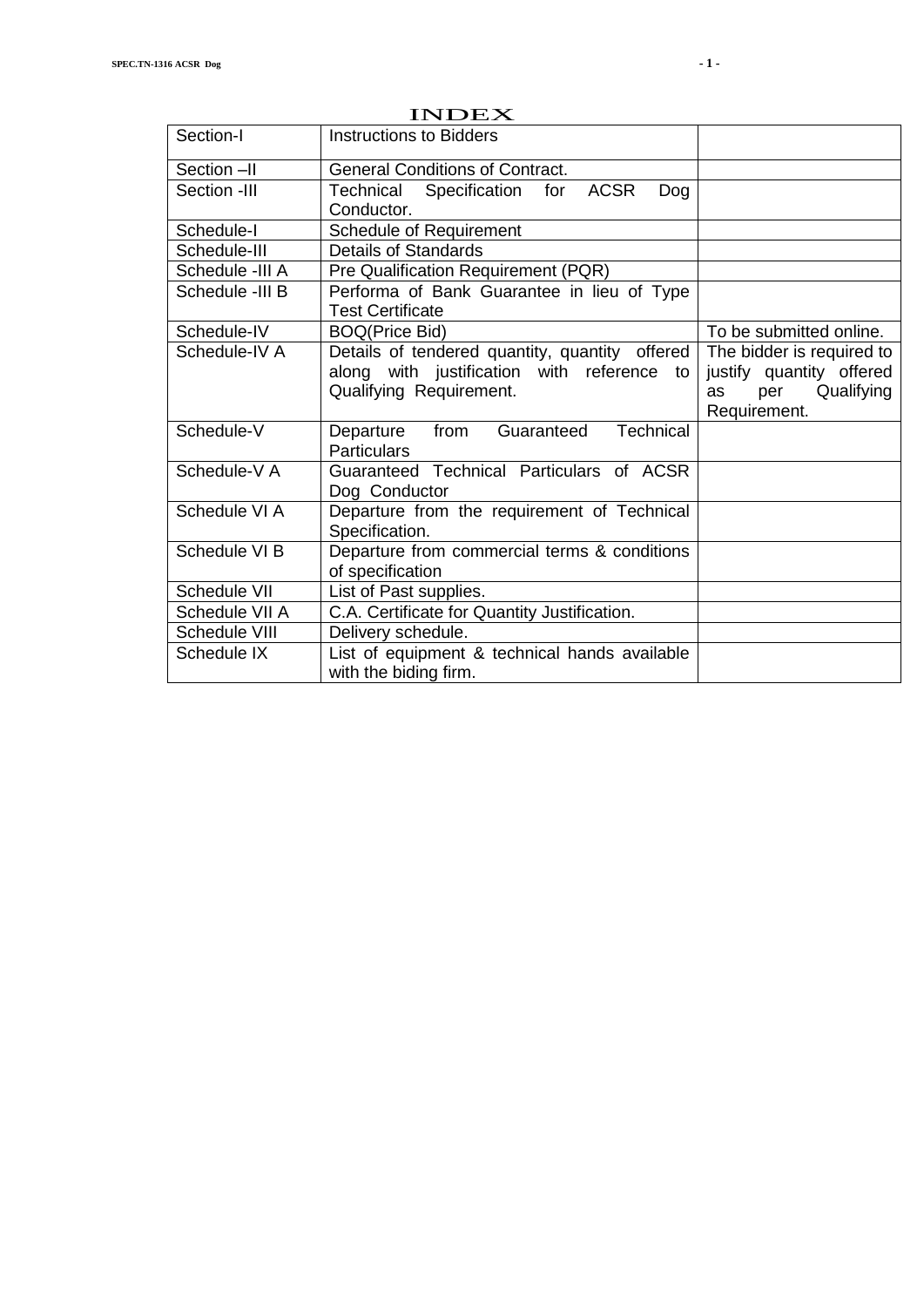# INDEX

| | | |
|---|---|---|
| Section-I | Instructions to Bidders | |
| Section –II | General Conditions of Contract. | |
| Section -III | Technical Specification for ACSR Dog Conductor. | |
| Schedule-I | Schedule of Requirement | |
| Schedule-III | Details of Standards | |
| Schedule -III A | Pre Qualification Requirement (PQR) | |
| Schedule -III B | Performa of Bank Guarantee in lieu of Type Test Certificate | |
| Schedule-IV | BOQ(Price Bid) | To be submitted online. |
| Schedule-IV A | Details of tendered quantity, quantity offered along with justification with reference to Qualifying Requirement. | The bidder is required to justify quantity offered as per Qualifying Requirement. |
| Schedule-V | Departure from Guaranteed Technical Particulars | |
| Schedule-V A | Guaranteed Technical Particulars of ACSR Dog Conductor | |
| Schedule VI A | Departure from the requirement of Technical Specification. | |
| Schedule VI B | Departure from commercial terms & conditions of specification | |
| Schedule VII | List of Past supplies. | |
| Schedule VII A | C.A. Certificate for Quantity Justification. | |
| Schedule VIII | Delivery schedule. | |
| Schedule IX | List of equipment & technical hands available with the biding firm. | |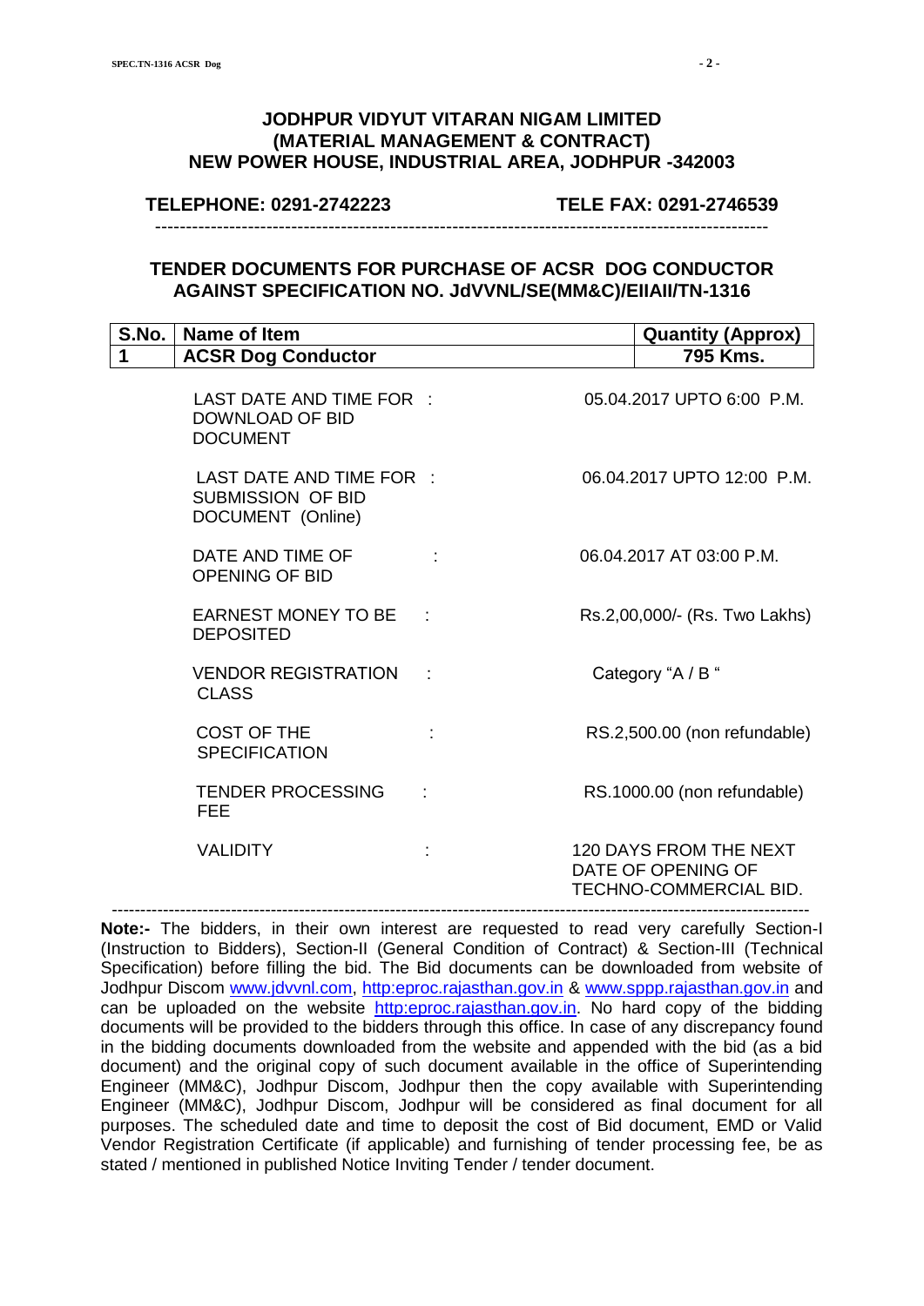**JODHPUR VIDYUT VITARAN NIGAM LIMITED**
**(MATERIAL MANAGEMENT & CONTRACT)**
**NEW POWER HOUSE, INDUSTRIAL AREA, JODHPUR -342003**

**TELEPHONE: 0291-2742223** **TELE FAX: 0291-2746539**

---

## TENDER DOCUMENTS FOR PURCHASE OF ACSR DOG CONDUCTOR AGAINST SPECIFICATION NO. JdVVNL/SE(MM&C)/EIIAII/TN-1316

| S.No. | Name of Item | Quantity (Approx) |
|---|---|---|
| 1 | ACSR Dog Conductor | 795 Kms. |

| | | |
|---|---|---|
| LAST DATE AND TIME FOR DOWNLOAD OF BID DOCUMENT | : | 05.04.2017 UPTO 6:00 P.M. |
| LAST DATE AND TIME FOR SUBMISSION OF BID DOCUMENT (Online) | : | 06.04.2017 UPTO 12:00 P.M. |
| DATE AND TIME OF OPENING OF BID | : | 06.04.2017 AT 03:00 P.M. |
| EARNEST MONEY TO BE DEPOSITED | : | Rs.2,00,000/- (Rs. Two Lakhs) |
| VENDOR REGISTRATION CLASS | : | Category "A / B " |
| COST OF THE SPECIFICATION | : | RS.2,500.00 (non refundable) |
| TENDER PROCESSING FEE | : | RS.1000.00 (non refundable) |
| VALIDITY | : | 120 DAYS FROM THE NEXT DATE OF OPENING OF TECHNO-COMMERCIAL BID. |

---

**Note:-** The bidders, in their own interest are requested to read very carefully Section-I (Instruction to Bidders), Section-II (General Condition of Contract) & Section-III (Technical Specification) before filling the bid. The Bid documents can be downloaded from website of Jodhpur Discom www.jdvvnl.com, http:eproc.rajasthan.gov.in & www.sppp.rajasthan.gov.in and can be uploaded on the website http:eproc.rajasthan.gov.in. No hard copy of the bidding documents will be provided to the bidders through this office. In case of any discrepancy found in the bidding documents downloaded from the website and appended with the bid (as a bid document) and the original copy of such document available in the office of Superintending Engineer (MM&C), Jodhpur Discom, Jodhpur then the copy available with Superintending Engineer (MM&C), Jodhpur Discom, Jodhpur will be considered as final document for all purposes. The scheduled date and time to deposit the cost of Bid document, EMD or Valid Vendor Registration Certificate (if applicable) and furnishing of tender processing fee, be as stated / mentioned in published Notice Inviting Tender / tender document.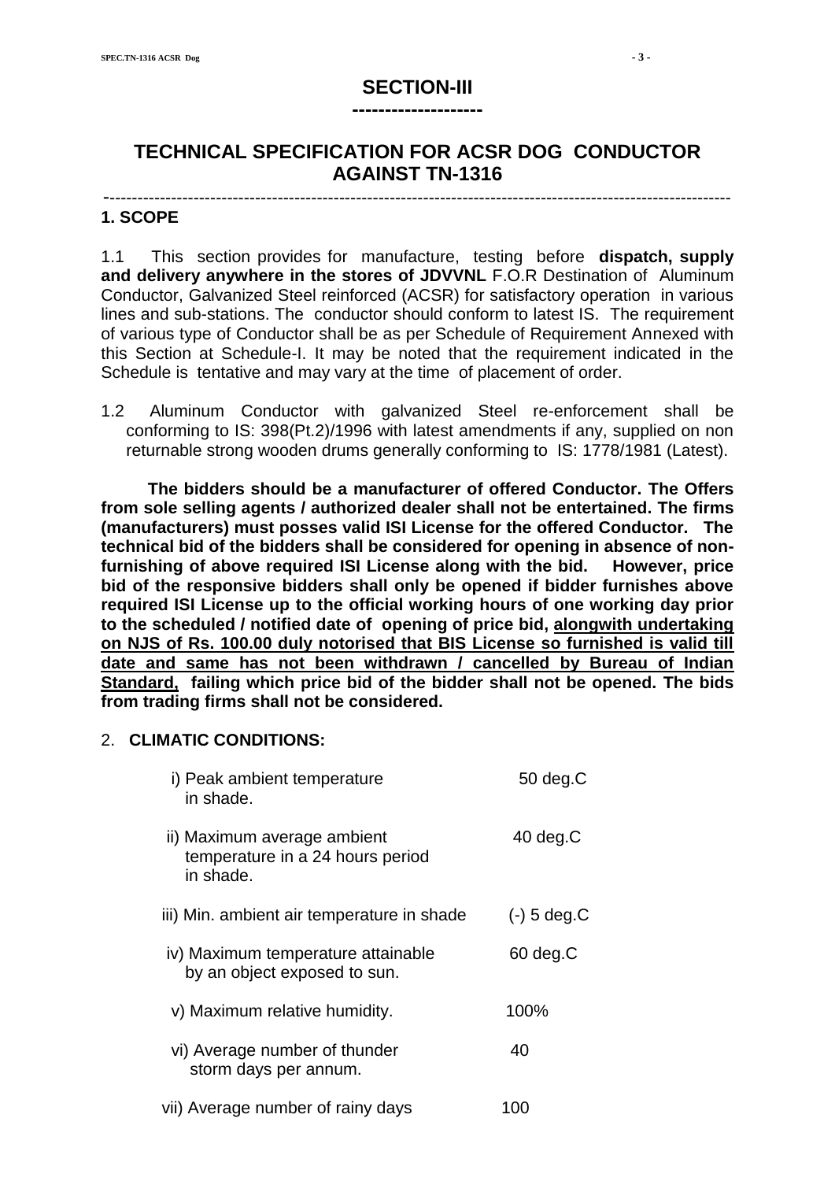# SECTION-III

## TECHNICAL SPECIFICATION FOR ACSR DOG CONDUCTOR AGAINST TN-1316

### 1. SCOPE

1.1 This section provides for manufacture, testing before **dispatch, supply and delivery anywhere in the stores of JDVVNL** F.O.R Destination of Aluminum Conductor, Galvanized Steel reinforced (ACSR) for satisfactory operation in various lines and sub-stations. The conductor should conform to latest IS. The requirement of various type of Conductor shall be as per Schedule of Requirement Annexed with this Section at Schedule-I. It may be noted that the requirement indicated in the Schedule is tentative and may vary at the time of placement of order.

1.2 Aluminum Conductor with galvanized Steel re-enforcement shall be conforming to IS: 398(Pt.2)/1996 with latest amendments if any, supplied on non returnable strong wooden drums generally conforming to IS: 1778/1981 (Latest).

**The bidders should be a manufacturer of offered Conductor. The Offers from sole selling agents / authorized dealer shall not be entertained. The firms (manufacturers) must posses valid ISI License for the offered Conductor. The technical bid of the bidders shall be considered for opening in absence of non-furnishing of above required ISI License along with the bid. However, price bid of the responsive bidders shall only be opened if bidder furnishes above required ISI License up to the official working hours of one working day prior to the scheduled / notified date of opening of price bid, <u>alongwith undertaking on NJS of Rs. 100.00 duly notorised that BIS License so furnished is valid till date and same has not been withdrawn / cancelled by Bureau of Indian Standard,</u> failing which price bid of the bidder shall not be opened. The bids from trading firms shall not be considered.**

### 2. CLIMATIC CONDITIONS:

| | |
|---|---|
| i) Peak ambient temperature in shade. | 50 deg.C |
| ii) Maximum average ambient temperature in a 24 hours period in shade. | 40 deg.C |
| iii) Min. ambient air temperature in shade | (-) 5 deg.C |
| iv) Maximum temperature attainable by an object exposed to sun. | 60 deg.C |
| v) Maximum relative humidity. | 100% |
| vi) Average number of thunder storm days per annum. | 40 |
| vii) Average number of rainy days | 100 |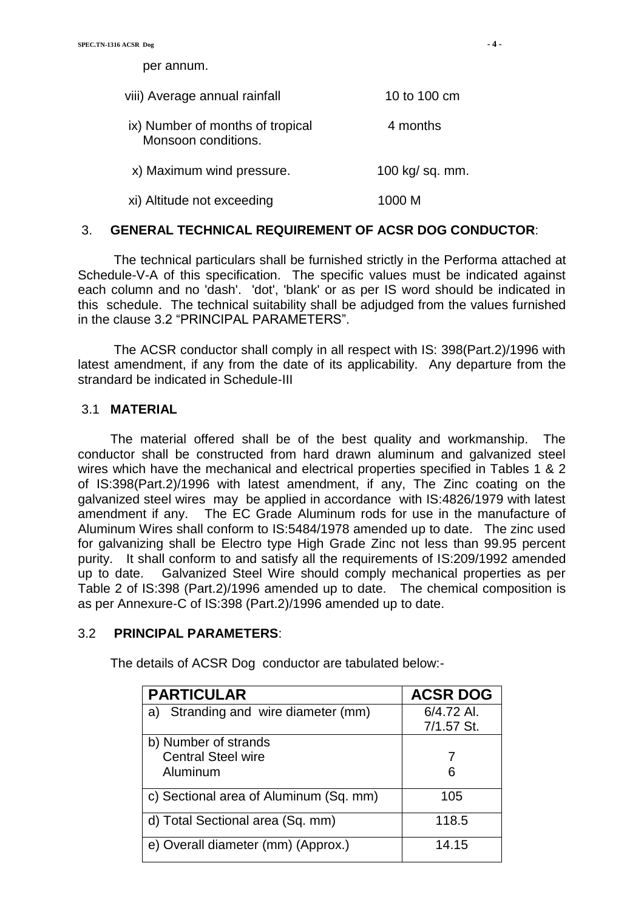per annum.

viii) Average annual rainfall 10 to 100 cm

ix) Number of months of tropical Monsoon conditions. 4 months

x) Maximum wind pressure. 100 kg/ sq. mm.

xi) Altitude not exceeding 1000 M

## 3. GENERAL TECHNICAL REQUIREMENT OF ACSR DOG CONDUCTOR:

The technical particulars shall be furnished strictly in the Performa attached at Schedule-V-A of this specification. The specific values must be indicated against each column and no 'dash'. 'dot', 'blank' or as per IS word should be indicated in this schedule. The technical suitability shall be adjudged from the values furnished in the clause 3.2 "PRINCIPAL PARAMETERS".

The ACSR conductor shall comply in all respect with IS: 398(Part.2)/1996 with latest amendment, if any from the date of its applicability. Any departure from the strandard be indicated in Schedule-III

### 3.1 MATERIAL

The material offered shall be of the best quality and workmanship. The conductor shall be constructed from hard drawn aluminum and galvanized steel wires which have the mechanical and electrical properties specified in Tables 1 & 2 of IS:398(Part.2)/1996 with latest amendment, if any, The Zinc coating on the galvanized steel wires may be applied in accordance with IS:4826/1979 with latest amendment if any. The EC Grade Aluminum rods for use in the manufacture of Aluminum Wires shall conform to IS:5484/1978 amended up to date. The zinc used for galvanizing shall be Electro type High Grade Zinc not less than 99.95 percent purity. It shall conform to and satisfy all the requirements of IS:209/1992 amended up to date. Galvanized Steel Wire should comply mechanical properties as per Table 2 of IS:398 (Part.2)/1996 amended up to date. The chemical composition is as per Annexure-C of IS:398 (Part.2)/1996 amended up to date.

### 3.2 PRINCIPAL PARAMETERS:

The details of ACSR Dog conductor are tabulated below:-

| PARTICULAR | ACSR DOG |
|---|---|
| a) Stranding and wire diameter (mm) | 6/4.72 Al.<br>7/1.57 St. |
| b) Number of strands<br>Central Steel wire<br>Aluminum | <br>7<br>6 |
| c) Sectional area of Aluminum (Sq. mm) | 105 |
| d) Total Sectional area (Sq. mm) | 118.5 |
| e) Overall diameter (mm) (Approx.) | 14.15 |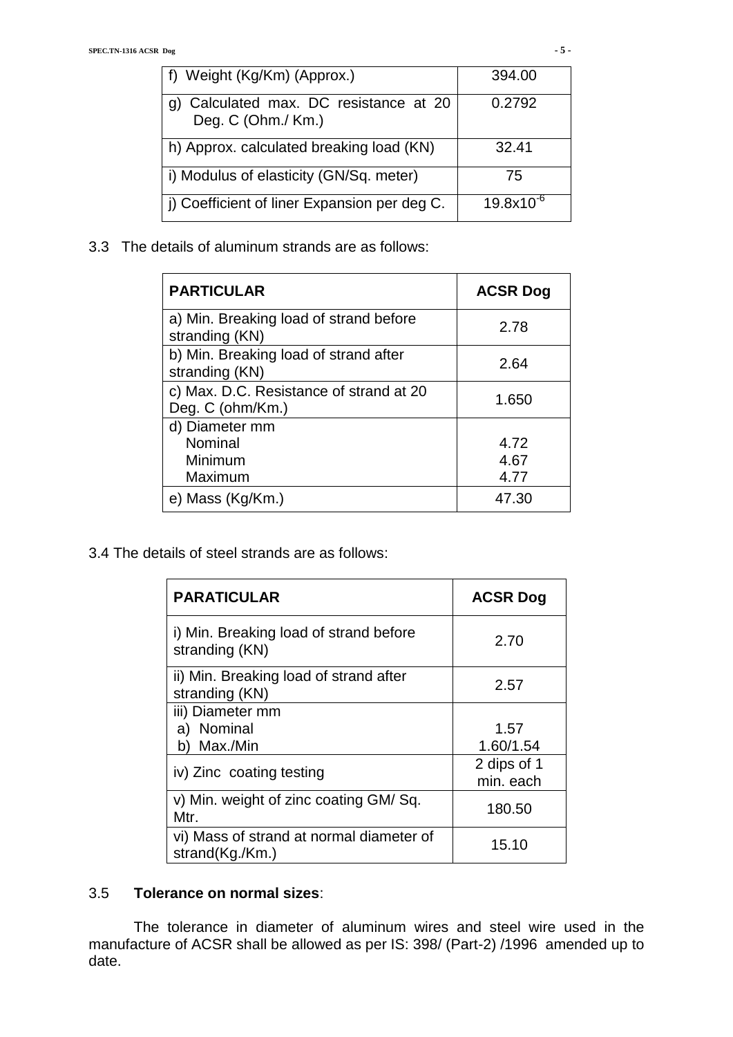| | |
|---|---|
| f) Weight (Kg/Km) (Approx.) | 394.00 |
| g) Calculated max. DC resistance at 20 Deg. C (Ohm./ Km.) | 0.2792 |
| h) Approx. calculated breaking load (KN) | 32.41 |
| i) Modulus of elasticity (GN/Sq. meter) | 75 |
| j) Coefficient of liner Expansion per deg C. | $19.8x10^{-6}$ |

3.3 The details of aluminum strands are as follows:

| PARTICULAR | ACSR Dog |
|---|---|
| a) Min. Breaking load of strand before stranding (KN) | 2.78 |
| b) Min. Breaking load of strand after stranding (KN) | 2.64 |
| c) Max. D.C. Resistance of strand at 20 Deg. C (ohm/Km.) | 1.650 |
| d) Diameter mm<br>Nominal<br>Minimum<br>Maximum | <br>4.72<br>4.67<br>4.77 |
| e) Mass (Kg/Km.) | 47.30 |

3.4 The details of steel strands are as follows:

| PARATICULAR | ACSR Dog |
|---|---|
| i) Min. Breaking load of strand before stranding (KN) | 2.70 |
| ii) Min. Breaking load of strand after stranding (KN) | 2.57 |
| iii) Diameter mm<br>a) Nominal<br>b) Max./Min | <br>1.57<br>1.60/1.54 |
| iv) Zinc coating testing | 2 dips of 1 min. each |
| v) Min. weight of zinc coating GM/ Sq. Mtr. | 180.50 |
| vi) Mass of strand at normal diameter of strand(Kg./Km.) | 15.10 |

3.5 **Tolerance on normal sizes**:

The tolerance in diameter of aluminum wires and steel wire used in the manufacture of ACSR shall be allowed as per IS: 398/ (Part-2) /1996 amended up to date.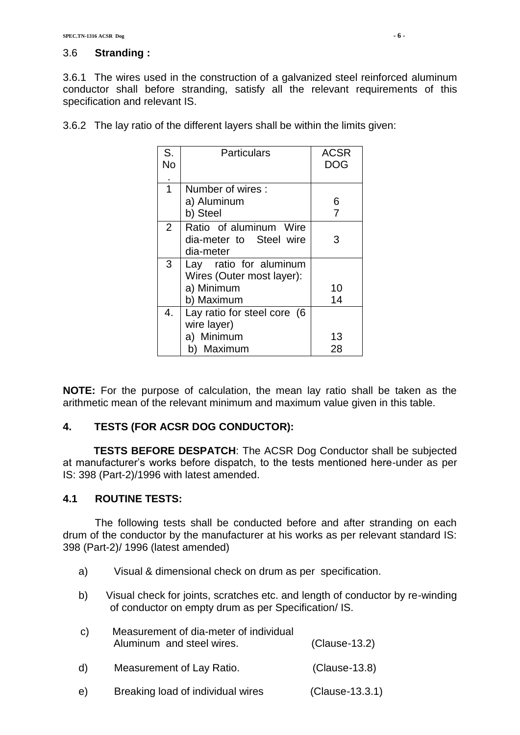### 3.6 **Stranding :**

3.6.1 The wires used in the construction of a galvanized steel reinforced aluminum conductor shall before stranding, satisfy all the relevant requirements of this specification and relevant IS.

3.6.2 The lay ratio of the different layers shall be within the limits given:

| S. No. | Particulars | ACSR DOG |
|---|---|---|
| 1 | Number of wires :<br>a) Aluminum<br>b) Steel | <br>6<br>7 |
| 2 | Ratio of aluminum Wire dia-meter to Steel wire dia-meter | 3 |
| 3 | Lay ratio for aluminum Wires (Outer most layer):<br>a) Minimum<br>b) Maximum | <br>10<br>14 |
| 4. | Lay ratio for steel core (6 wire layer)<br>a) Minimum<br>b) Maximum | <br>13<br>28 |

**NOTE:** For the purpose of calculation, the mean lay ratio shall be taken as the arithmetic mean of the relevant minimum and maximum value given in this table.

## 4. TESTS (FOR ACSR DOG CONDUCTOR):

**TESTS BEFORE DESPATCH**: The ACSR Dog Conductor shall be subjected at manufacturer's works before dispatch, to the tests mentioned here-under as per IS: 398 (Part-2)/1996 with latest amended.

### 4.1 ROUTINE TESTS:

The following tests shall be conducted before and after stranding on each drum of the conductor by the manufacturer at his works as per relevant standard IS: 398 (Part-2)/ 1996 (latest amended)

a) Visual & dimensional check on drum as per specification.

b) Visual check for joints, scratches etc. and length of conductor by re-winding of conductor on empty drum as per Specification/ IS.

c) Measurement of dia-meter of individual Aluminum and steel wires. (Clause-13.2)

d) Measurement of Lay Ratio. (Clause-13.8)

e) Breaking load of individual wires (Clause-13.3.1)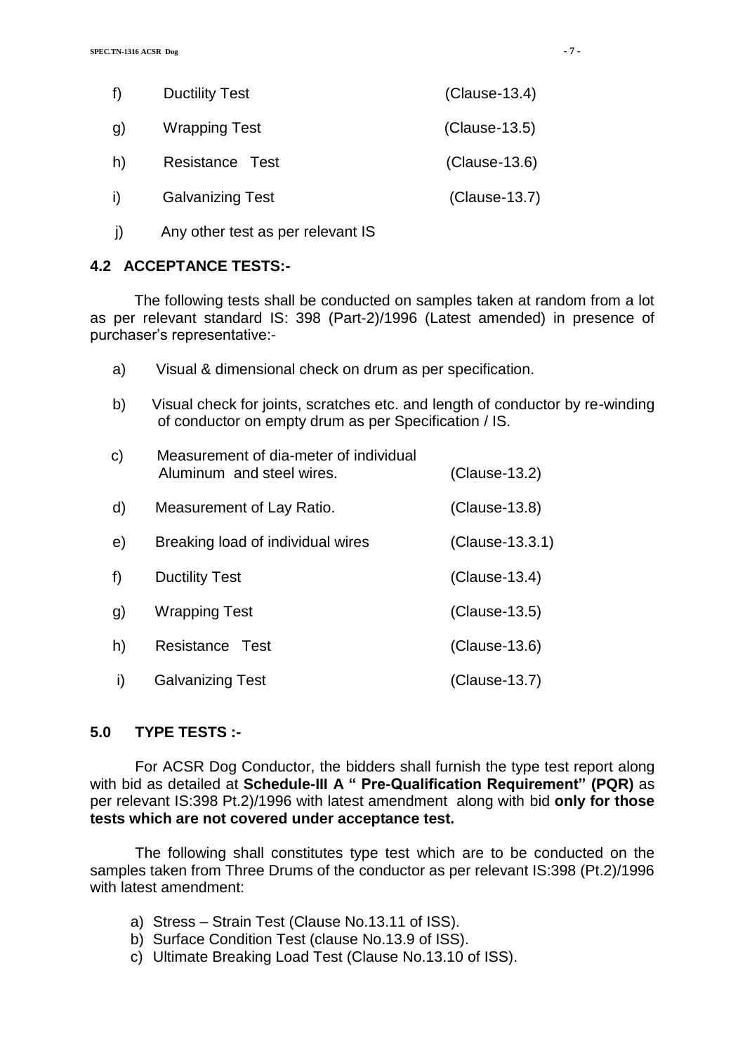f) Ductility Test (Clause-13.4)

g) Wrapping Test (Clause-13.5)

h) Resistance Test (Clause-13.6)

i) Galvanizing Test (Clause-13.7)

j) Any other test as per relevant IS

### 4.2 ACCEPTANCE TESTS:-

The following tests shall be conducted on samples taken at random from a lot as per relevant standard IS: 398 (Part-2)/1996 (Latest amended) in presence of purchaser's representative:-

a) Visual & dimensional check on drum as per specification.

b) Visual check for joints, scratches etc. and length of conductor by re-winding of conductor on empty drum as per Specification / IS.

c) Measurement of dia-meter of individual Aluminum and steel wires. (Clause-13.2)

d) Measurement of Lay Ratio. (Clause-13.8)

e) Breaking load of individual wires (Clause-13.3.1)

f) Ductility Test (Clause-13.4)

g) Wrapping Test (Clause-13.5)

h) Resistance Test (Clause-13.6)

i) Galvanizing Test (Clause-13.7)

## 5.0 TYPE TESTS :-

For ACSR Dog Conductor, the bidders shall furnish the type test report along with bid as detailed at **Schedule-III A " Pre-Qualification Requirement" (PQR)** as per relevant IS:398 Pt.2)/1996 with latest amendment along with bid **only for those tests which are not covered under acceptance test.**

The following shall constitutes type test which are to be conducted on the samples taken from Three Drums of the conductor as per relevant IS:398 (Pt.2)/1996 with latest amendment:

a) Stress – Strain Test (Clause No.13.11 of ISS).
b) Surface Condition Test (clause No.13.9 of ISS).
c) Ultimate Breaking Load Test (Clause No.13.10 of ISS).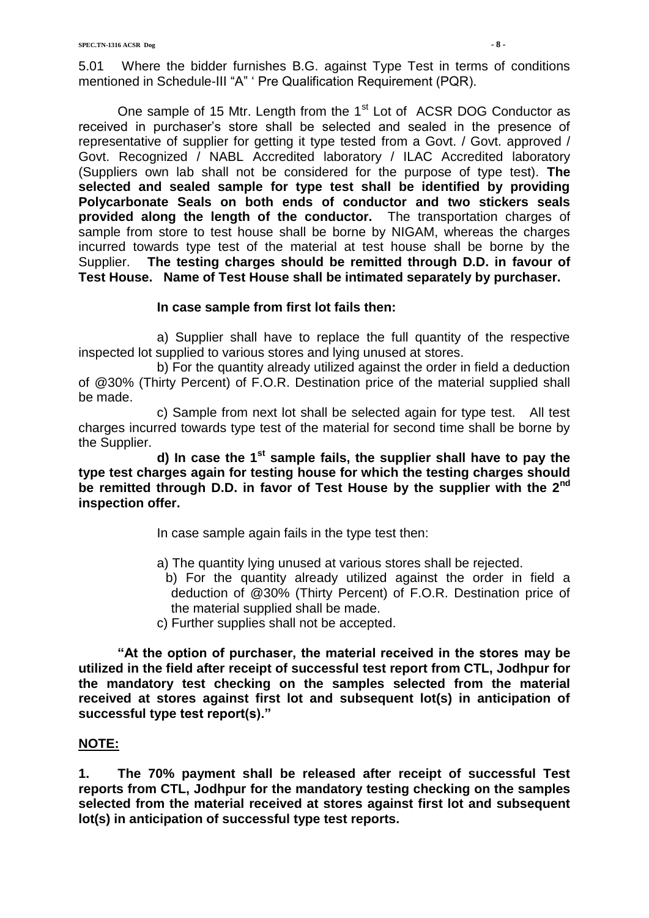5.01 Where the bidder furnishes B.G. against Type Test in terms of conditions mentioned in Schedule-III "A" ' Pre Qualification Requirement (PQR).

One sample of 15 Mtr. Length from the 1st Lot of ACSR DOG Conductor as received in purchaser's store shall be selected and sealed in the presence of representative of supplier for getting it type tested from a Govt. / Govt. approved / Govt. Recognized / NABL Accredited laboratory / ILAC Accredited laboratory (Suppliers own lab shall not be considered for the purpose of type test). **The selected and sealed sample for type test shall be identified by providing Polycarbonate Seals on both ends of conductor and two stickers seals provided along the length of the conductor.** The transportation charges of sample from store to test house shall be borne by NIGAM, whereas the charges incurred towards type test of the material at test house shall be borne by the Supplier. **The testing charges should be remitted through D.D. in favour of Test House. Name of Test House shall be intimated separately by purchaser.**

**In case sample from first lot fails then:**

a) Supplier shall have to replace the full quantity of the respective inspected lot supplied to various stores and lying unused at stores.

b) For the quantity already utilized against the order in field a deduction of @30% (Thirty Percent) of F.O.R. Destination price of the material supplied shall be made.

c) Sample from next lot shall be selected again for type test. All test charges incurred towards type test of the material for second time shall be borne by the Supplier.

**d) In case the 1st sample fails, the supplier shall have to pay the type test charges again for testing house for which the testing charges should be remitted through D.D. in favor of Test House by the supplier with the 2nd inspection offer.**

In case sample again fails in the type test then:

a) The quantity lying unused at various stores shall be rejected.

b) For the quantity already utilized against the order in field a deduction of @30% (Thirty Percent) of F.O.R. Destination price of the material supplied shall be made.

c) Further supplies shall not be accepted.

**"At the option of purchaser, the material received in the stores may be utilized in the field after receipt of successful test report from CTL, Jodhpur for the mandatory test checking on the samples selected from the material received at stores against first lot and subsequent lot(s) in anticipation of successful type test report(s)."**

**NOTE:**

**1. The 70% payment shall be released after receipt of successful Test reports from CTL, Jodhpur for the mandatory testing checking on the samples selected from the material received at stores against first lot and subsequent lot(s) in anticipation of successful type test reports.**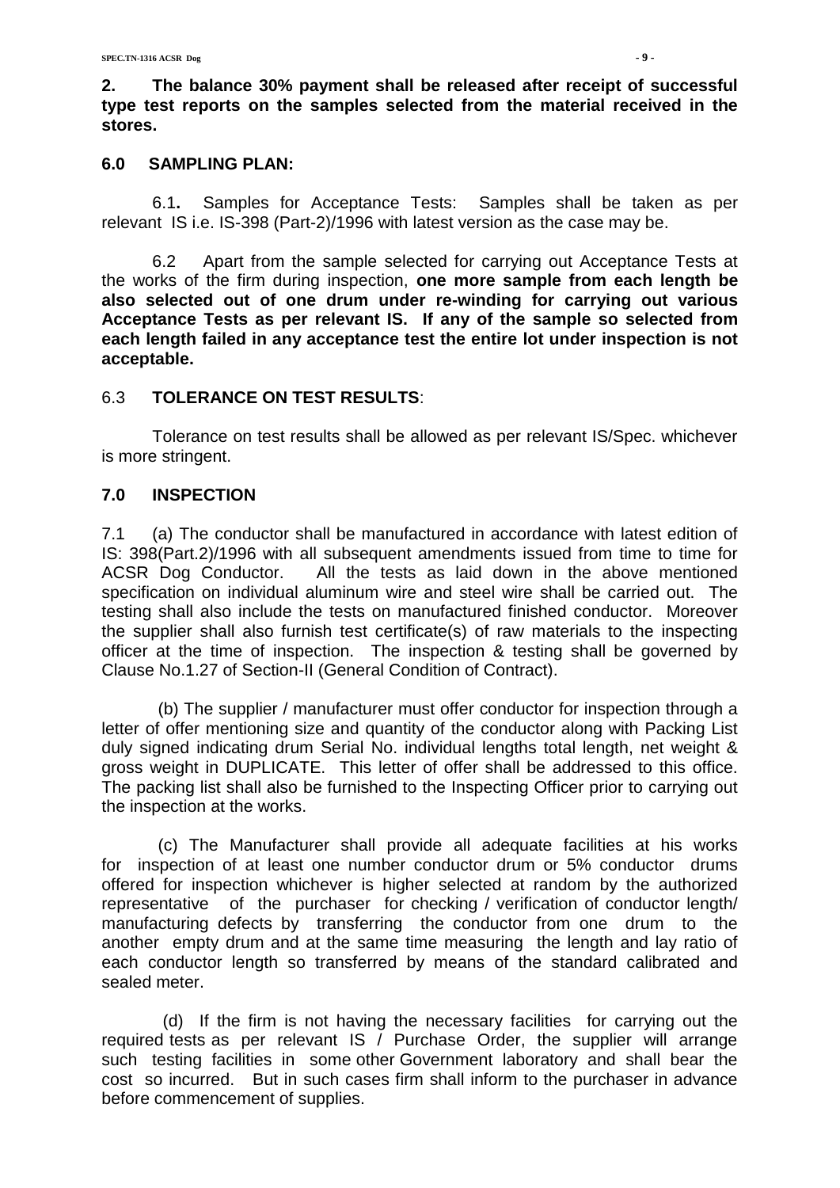**2. The balance 30% payment shall be released after receipt of successful type test reports on the samples selected from the material received in the stores.**

## 6.0 SAMPLING PLAN:

6.1**.** Samples for Acceptance Tests: Samples shall be taken as per relevant IS i.e. IS-398 (Part-2)/1996 with latest version as the case may be.

6.2 Apart from the sample selected for carrying out Acceptance Tests at the works of the firm during inspection, **one more sample from each length be also selected out of one drum under re-winding for carrying out various Acceptance Tests as per relevant IS. If any of the sample so selected from each length failed in any acceptance test the entire lot under inspection is not acceptable.**

6.3 **TOLERANCE ON TEST RESULTS**:

Tolerance on test results shall be allowed as per relevant IS/Spec. whichever is more stringent.

## 7.0 INSPECTION

7.1 (a) The conductor shall be manufactured in accordance with latest edition of IS: 398(Part.2)/1996 with all subsequent amendments issued from time to time for ACSR Dog Conductor. All the tests as laid down in the above mentioned specification on individual aluminum wire and steel wire shall be carried out. The testing shall also include the tests on manufactured finished conductor. Moreover the supplier shall also furnish test certificate(s) of raw materials to the inspecting officer at the time of inspection. The inspection & testing shall be governed by Clause No.1.27 of Section-II (General Condition of Contract).

(b) The supplier / manufacturer must offer conductor for inspection through a letter of offer mentioning size and quantity of the conductor along with Packing List duly signed indicating drum Serial No. individual lengths total length, net weight & gross weight in DUPLICATE. This letter of offer shall be addressed to this office. The packing list shall also be furnished to the Inspecting Officer prior to carrying out the inspection at the works.

(c) The Manufacturer shall provide all adequate facilities at his works for inspection of at least one number conductor drum or 5% conductor drums offered for inspection whichever is higher selected at random by the authorized representative of the purchaser for checking / verification of conductor length/ manufacturing defects by transferring the conductor from one drum to the another empty drum and at the same time measuring the length and lay ratio of each conductor length so transferred by means of the standard calibrated and sealed meter.

(d) If the firm is not having the necessary facilities for carrying out the required tests as per relevant IS / Purchase Order, the supplier will arrange such testing facilities in some other Government laboratory and shall bear the cost so incurred. But in such cases firm shall inform to the purchaser in advance before commencement of supplies.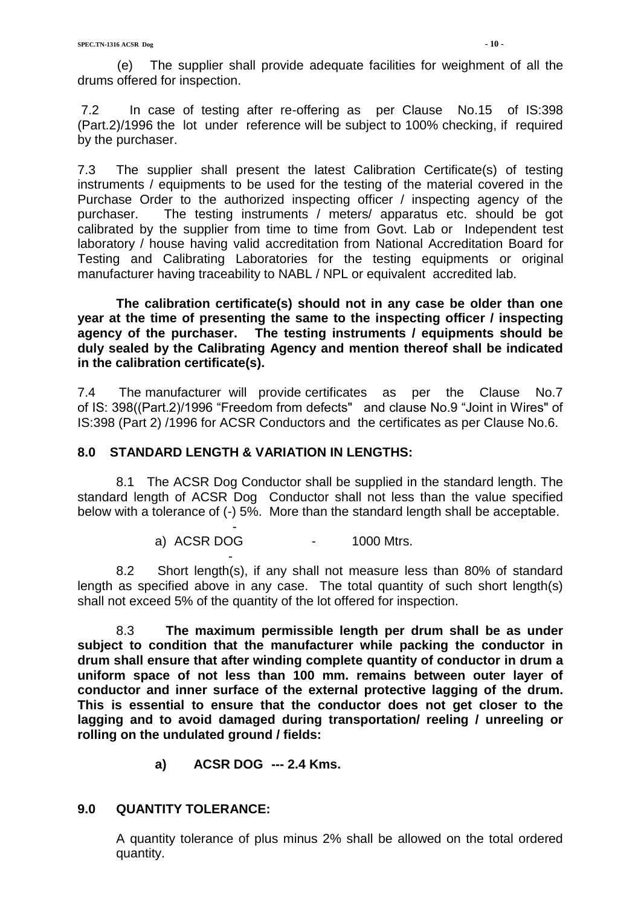(e) The supplier shall provide adequate facilities for weighment of all the drums offered for inspection.

7.2 In case of testing after re-offering as per Clause No.15 of IS:398 (Part.2)/1996 the lot under reference will be subject to 100% checking, if required by the purchaser.

7.3 The supplier shall present the latest Calibration Certificate(s) of testing instruments / equipments to be used for the testing of the material covered in the Purchase Order to the authorized inspecting officer / inspecting agency of the purchaser. The testing instruments / meters/ apparatus etc. should be got calibrated by the supplier from time to time from Govt. Lab or Independent test laboratory / house having valid accreditation from National Accreditation Board for Testing and Calibrating Laboratories for the testing equipments or original manufacturer having traceability to NABL / NPL or equivalent accredited lab.

**The calibration certificate(s) should not in any case be older than one year at the time of presenting the same to the inspecting officer / inspecting agency of the purchaser. The testing instruments / equipments should be duly sealed by the Calibrating Agency and mention thereof shall be indicated in the calibration certificate(s).**

7.4 The manufacturer will provide certificates as per the Clause No.7 of IS: 398((Part.2)/1996 "Freedom from defects" and clause No.9 "Joint in Wires" of IS:398 (Part 2) /1996 for ACSR Conductors and the certificates as per Clause No.6.

## 8.0 STANDARD LENGTH & VARIATION IN LENGTHS:

8.1 The ACSR Dog Conductor shall be supplied in the standard length. The standard length of ACSR Dog Conductor shall not less than the value specified below with a tolerance of (-) 5%. More than the standard length shall be acceptable.

a) ACSR DOG - 1000 Mtrs.

8.2 Short length(s), if any shall not measure less than 80% of standard length as specified above in any case. The total quantity of such short length(s) shall not exceed 5% of the quantity of the lot offered for inspection.

8.3 **The maximum permissible length per drum shall be as under subject to condition that the manufacturer while packing the conductor in drum shall ensure that after winding complete quantity of conductor in drum a uniform space of not less than 100 mm. remains between outer layer of conductor and inner surface of the external protective lagging of the drum. This is essential to ensure that the conductor does not get closer to the lagging and to avoid damaged during transportation/ reeling / unreeling or rolling on the undulated ground / fields:**

**a) ACSR DOG --- 2.4 Kms.**

## 9.0 QUANTITY TOLERANCE:

A quantity tolerance of plus minus 2% shall be allowed on the total ordered quantity.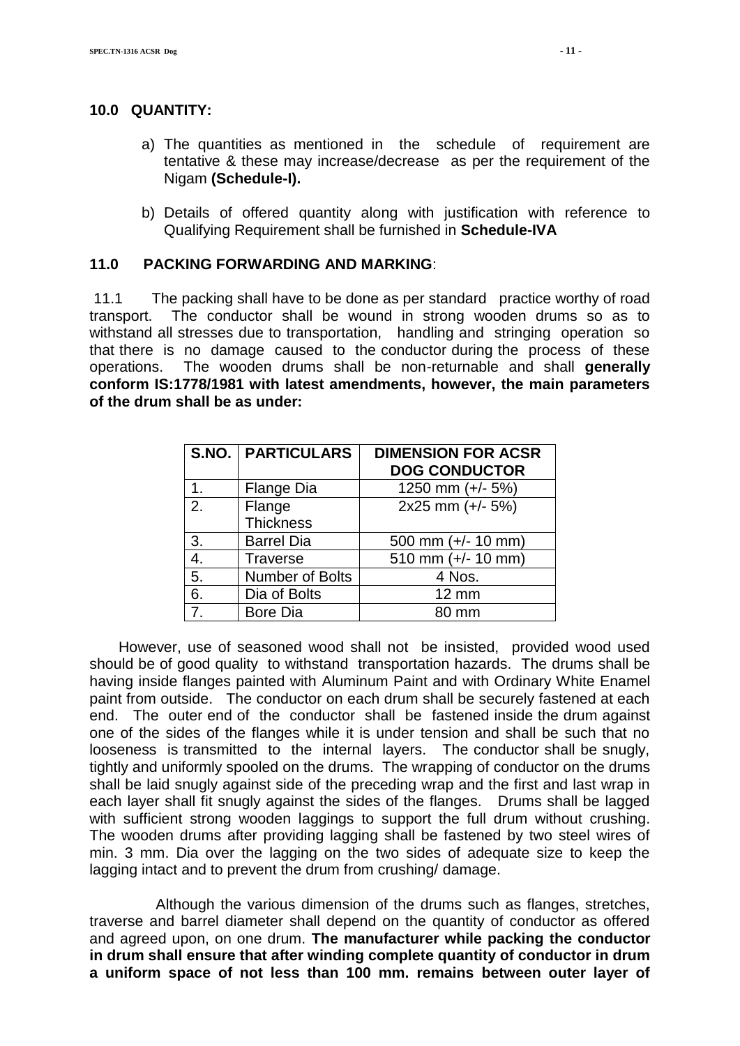## 10.0 QUANTITY:

a) The quantities as mentioned in the schedule of requirement are tentative & these may increase/decrease as per the requirement of the Nigam **(Schedule-I).**

b) Details of offered quantity along with justification with reference to Qualifying Requirement shall be furnished in **Schedule-IVA**

## 11.0 PACKING FORWARDING AND MARKING:

11.1 The packing shall have to be done as per standard practice worthy of road transport. The conductor shall be wound in strong wooden drums so as to withstand all stresses due to transportation, handling and stringing operation so that there is no damage caused to the conductor during the process of these operations. The wooden drums shall be non-returnable and shall **generally conform IS:1778/1981 with latest amendments, however, the main parameters of the drum shall be as under:**

| S.NO. | PARTICULARS | DIMENSION FOR ACSR DOG CONDUCTOR |
|---|---|---|
| 1. | Flange Dia | 1250 mm (+/- 5%) |
| 2. | Flange Thickness | 2x25 mm (+/- 5%) |
| 3. | Barrel Dia | 500 mm (+/- 10 mm) |
| 4. | Traverse | 510 mm (+/- 10 mm) |
| 5. | Number of Bolts | 4 Nos. |
| 6. | Dia of Bolts | 12 mm |
| 7. | Bore Dia | 80 mm |

However, use of seasoned wood shall not be insisted, provided wood used should be of good quality to withstand transportation hazards. The drums shall be having inside flanges painted with Aluminum Paint and with Ordinary White Enamel paint from outside. The conductor on each drum shall be securely fastened at each end. The outer end of the conductor shall be fastened inside the drum against one of the sides of the flanges while it is under tension and shall be such that no looseness is transmitted to the internal layers. The conductor shall be snugly, tightly and uniformly spooled on the drums. The wrapping of conductor on the drums shall be laid snugly against side of the preceding wrap and the first and last wrap in each layer shall fit snugly against the sides of the flanges. Drums shall be lagged with sufficient strong wooden laggings to support the full drum without crushing. The wooden drums after providing lagging shall be fastened by two steel wires of min. 3 mm. Dia over the lagging on the two sides of adequate size to keep the lagging intact and to prevent the drum from crushing/ damage.

Although the various dimension of the drums such as flanges, stretches, traverse and barrel diameter shall depend on the quantity of conductor as offered and agreed upon, on one drum. **The manufacturer while packing the conductor in drum shall ensure that after winding complete quantity of conductor in drum a uniform space of not less than 100 mm. remains between outer layer of**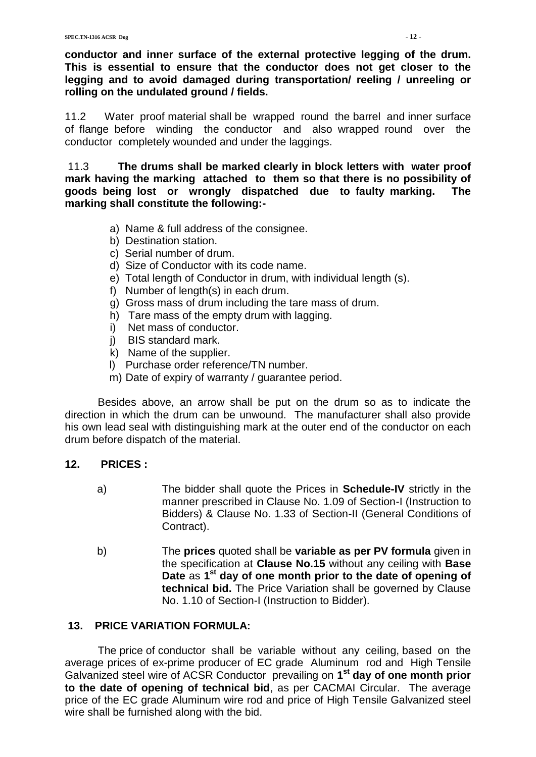**conductor and inner surface of the external protective legging of the drum. This is essential to ensure that the conductor does not get closer to the legging and to avoid damaged during transportation/ reeling / unreeling or rolling on the undulated ground / fields.**

11.2 Water proof material shall be wrapped round the barrel and inner surface of flange before winding the conductor and also wrapped round over the conductor completely wounded and under the laggings.

11.3 **The drums shall be marked clearly in block letters with water proof mark having the marking attached to them so that there is no possibility of goods being lost or wrongly dispatched due to faulty marking. The marking shall constitute the following:-**

a) Name & full address of the consignee.
b) Destination station.
c) Serial number of drum.
d) Size of Conductor with its code name.
e) Total length of Conductor in drum, with individual length (s).
f) Number of length(s) in each drum.
g) Gross mass of drum including the tare mass of drum.
h) Tare mass of the empty drum with lagging.
i) Net mass of conductor.
j) BIS standard mark.
k) Name of the supplier.
l) Purchase order reference/TN number.
m) Date of expiry of warranty / guarantee period.

Besides above, an arrow shall be put on the drum so as to indicate the direction in which the drum can be unwound. The manufacturer shall also provide his own lead seal with distinguishing mark at the outer end of the conductor on each drum before dispatch of the material.

## 12. PRICES :

a) The bidder shall quote the Prices in **Schedule-IV** strictly in the manner prescribed in Clause No. 1.09 of Section-I (Instruction to Bidders) & Clause No. 1.33 of Section-II (General Conditions of Contract).

b) The **prices** quoted shall be **variable as per PV formula** given in the specification at **Clause No.15** without any ceiling with **Base Date** as **1st day of one month prior to the date of opening of technical bid.** The Price Variation shall be governed by Clause No. 1.10 of Section-I (Instruction to Bidder).

## 13. PRICE VARIATION FORMULA:

The price of conductor shall be variable without any ceiling, based on the average prices of ex-prime producer of EC grade Aluminum rod and High Tensile Galvanized steel wire of ACSR Conductor prevailing on **1st day of one month prior to the date of opening of technical bid**, as per CACMAI Circular. The average price of the EC grade Aluminum wire rod and price of High Tensile Galvanized steel wire shall be furnished along with the bid.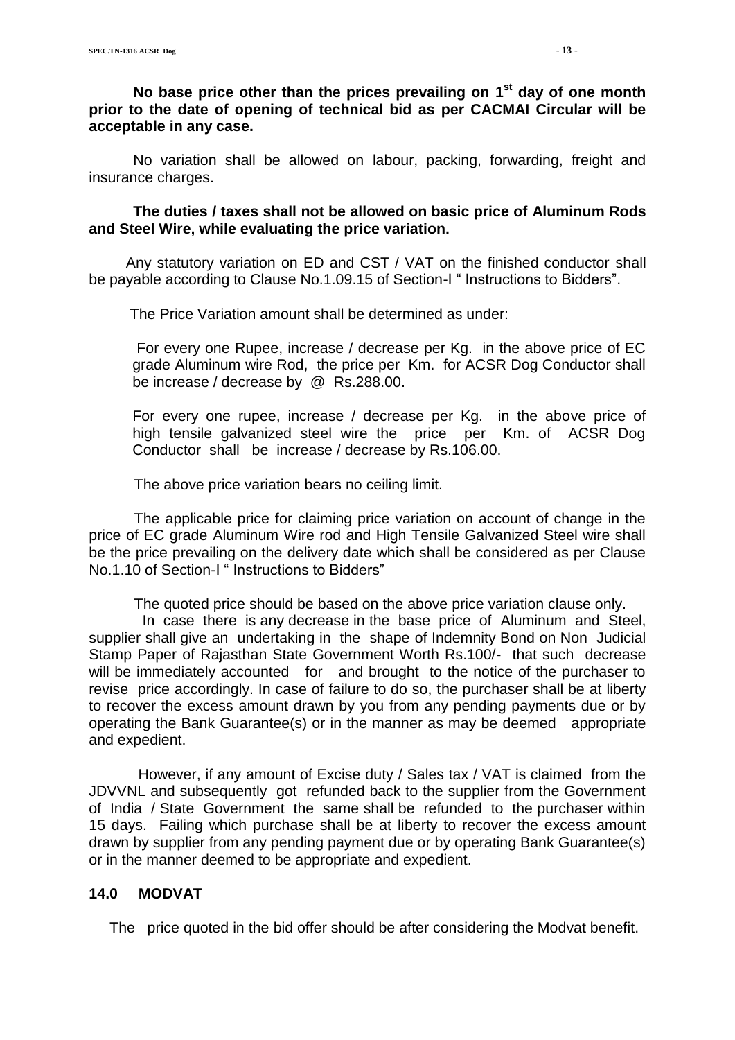**No base price other than the prices prevailing on 1st day of one month prior to the date of opening of technical bid as per CACMAI Circular will be acceptable in any case.**

No variation shall be allowed on labour, packing, forwarding, freight and insurance charges.

**The duties / taxes shall not be allowed on basic price of Aluminum Rods and Steel Wire, while evaluating the price variation.**

Any statutory variation on ED and CST / VAT on the finished conductor shall be payable according to Clause No.1.09.15 of Section-I " Instructions to Bidders".

The Price Variation amount shall be determined as under:

For every one Rupee, increase / decrease per Kg. in the above price of EC grade Aluminum wire Rod, the price per Km. for ACSR Dog Conductor shall be increase / decrease by @ Rs.288.00.

For every one rupee, increase / decrease per Kg. in the above price of high tensile galvanized steel wire the price per Km. of ACSR Dog Conductor shall be increase / decrease by Rs.106.00.

The above price variation bears no ceiling limit.

The applicable price for claiming price variation on account of change in the price of EC grade Aluminum Wire rod and High Tensile Galvanized Steel wire shall be the price prevailing on the delivery date which shall be considered as per Clause No.1.10 of Section-I " Instructions to Bidders"

The quoted price should be based on the above price variation clause only.

In case there is any decrease in the base price of Aluminum and Steel, supplier shall give an undertaking in the shape of Indemnity Bond on Non Judicial Stamp Paper of Rajasthan State Government Worth Rs.100/- that such decrease will be immediately accounted for and brought to the notice of the purchaser to revise price accordingly. In case of failure to do so, the purchaser shall be at liberty to recover the excess amount drawn by you from any pending payments due or by operating the Bank Guarantee(s) or in the manner as may be deemed appropriate and expedient.

However, if any amount of Excise duty / Sales tax / VAT is claimed from the JDVVNL and subsequently got refunded back to the supplier from the Government of India / State Government the same shall be refunded to the purchaser within 15 days. Failing which purchase shall be at liberty to recover the excess amount drawn by supplier from any pending payment due or by operating Bank Guarantee(s) or in the manner deemed to be appropriate and expedient.

## 14.0 MODVAT

The price quoted in the bid offer should be after considering the Modvat benefit.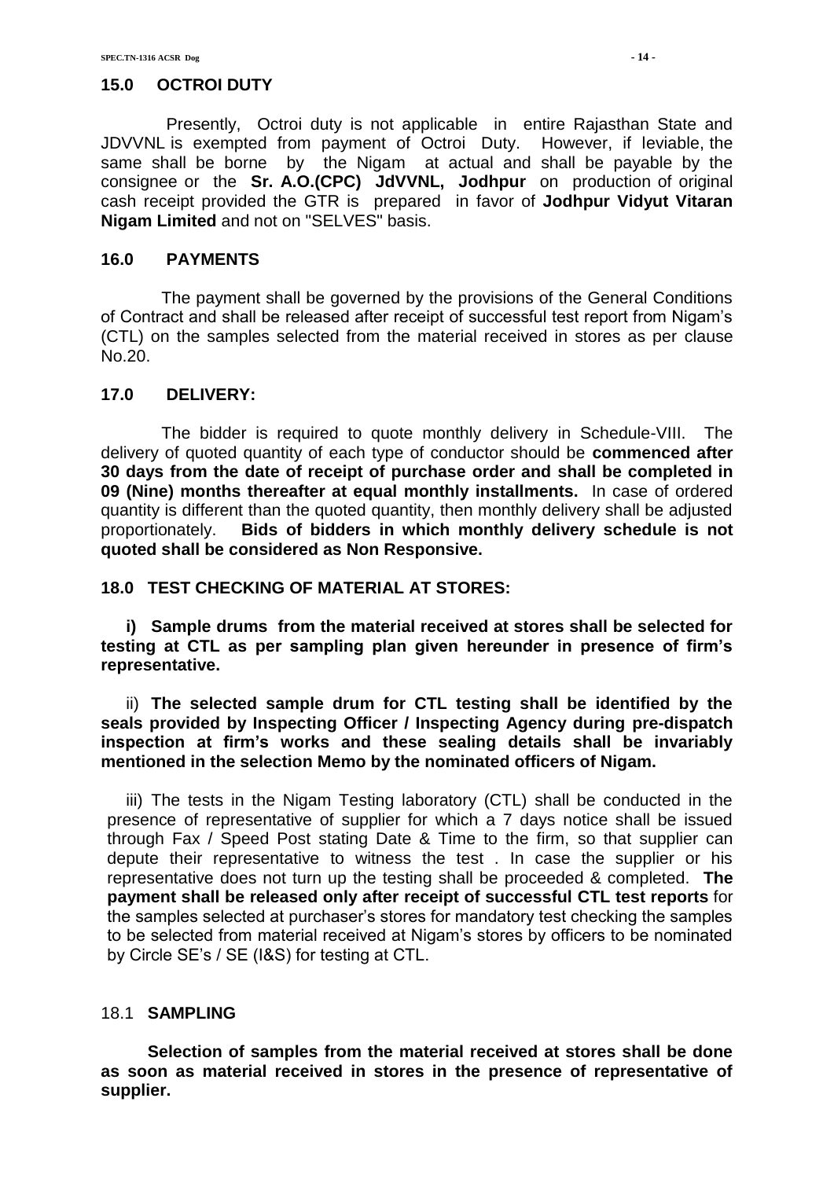## 15.0 OCTROI DUTY

Presently, Octroi duty is not applicable in entire Rajasthan State and JDVVNL is exempted from payment of Octroi Duty. However, if leviable, the same shall be borne by the Nigam at actual and shall be payable by the consignee or the **Sr. A.O.(CPC) JdVVNL, Jodhpur** on production of original cash receipt provided the GTR is prepared in favor of **Jodhpur Vidyut Vitaran Nigam Limited** and not on "SELVES" basis.

## 16.0 PAYMENTS

The payment shall be governed by the provisions of the General Conditions of Contract and shall be released after receipt of successful test report from Nigam's (CTL) on the samples selected from the material received in stores as per clause No.20.

## 17.0 DELIVERY:

The bidder is required to quote monthly delivery in Schedule-VIII. The delivery of quoted quantity of each type of conductor should be **commenced after 30 days from the date of receipt of purchase order and shall be completed in 09 (Nine) months thereafter at equal monthly installments.** In case of ordered quantity is different than the quoted quantity, then monthly delivery shall be adjusted proportionately. **Bids of bidders in which monthly delivery schedule is not quoted shall be considered as Non Responsive.**

## 18.0 TEST CHECKING OF MATERIAL AT STORES:

**i) Sample drums from the material received at stores shall be selected for testing at CTL as per sampling plan given hereunder in presence of firm's representative.**

ii) **The selected sample drum for CTL testing shall be identified by the seals provided by Inspecting Officer / Inspecting Agency during pre-dispatch inspection at firm's works and these sealing details shall be invariably mentioned in the selection Memo by the nominated officers of Nigam.**

iii) The tests in the Nigam Testing laboratory (CTL) shall be conducted in the presence of representative of supplier for which a 7 days notice shall be issued through Fax / Speed Post stating Date & Time to the firm, so that supplier can depute their representative to witness the test . In case the supplier or his representative does not turn up the testing shall be proceeded & completed. **The payment shall be released only after receipt of successful CTL test reports** for the samples selected at purchaser's stores for mandatory test checking the samples to be selected from material received at Nigam's stores by officers to be nominated by Circle SE's / SE (I&S) for testing at CTL.

### 18.1 SAMPLING

**Selection of samples from the material received at stores shall be done as soon as material received in stores in the presence of representative of supplier.**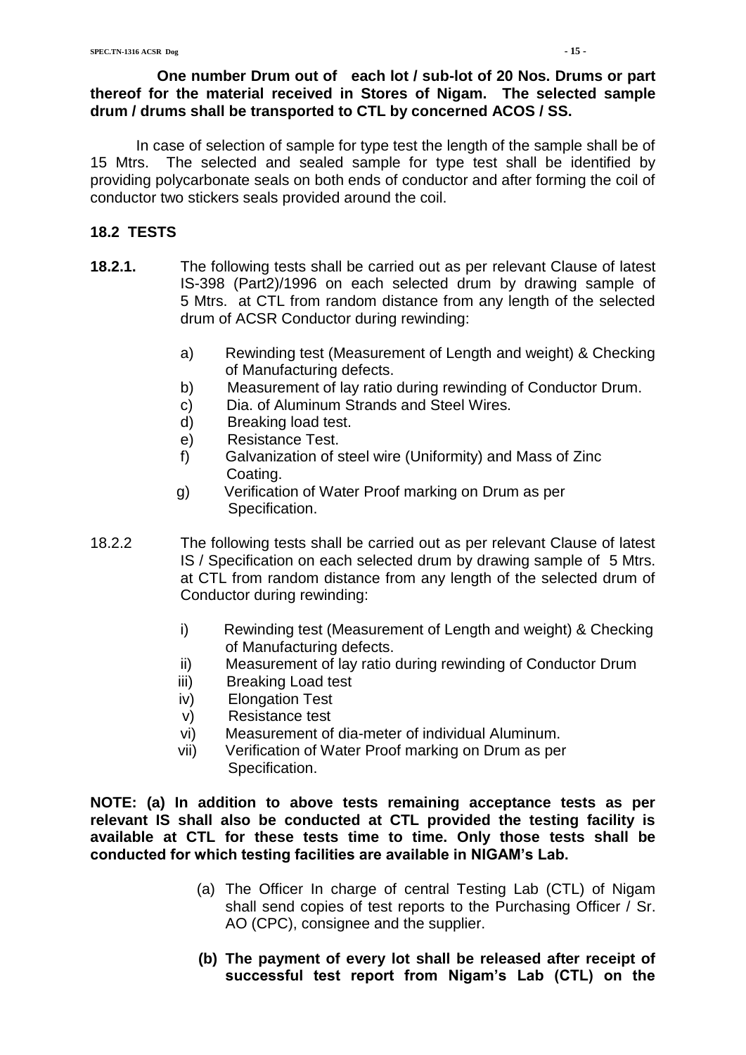**One number Drum out of each lot / sub-lot of 20 Nos. Drums or part thereof for the material received in Stores of Nigam. The selected sample drum / drums shall be transported to CTL by concerned ACOS / SS.**

In case of selection of sample for type test the length of the sample shall be of 15 Mtrs. The selected and sealed sample for type test shall be identified by providing polycarbonate seals on both ends of conductor and after forming the coil of conductor two stickers seals provided around the coil.

## 18.2 TESTS

**18.2.1.** The following tests shall be carried out as per relevant Clause of latest IS-398 (Part2)/1996 on each selected drum by drawing sample of 5 Mtrs. at CTL from random distance from any length of the selected drum of ACSR Conductor during rewinding:

- a) Rewinding test (Measurement of Length and weight) & Checking of Manufacturing defects.
- b) Measurement of lay ratio during rewinding of Conductor Drum.
- c) Dia. of Aluminum Strands and Steel Wires.
- d) Breaking load test.
- e) Resistance Test.
- f) Galvanization of steel wire (Uniformity) and Mass of Zinc Coating.
- g) Verification of Water Proof marking on Drum as per Specification.

18.2.2 The following tests shall be carried out as per relevant Clause of latest IS / Specification on each selected drum by drawing sample of 5 Mtrs. at CTL from random distance from any length of the selected drum of Conductor during rewinding:

- i) Rewinding test (Measurement of Length and weight) & Checking of Manufacturing defects.
- ii) Measurement of lay ratio during rewinding of Conductor Drum
- iii) Breaking Load test
- iv) Elongation Test
- v) Resistance test
- vi) Measurement of dia-meter of individual Aluminum.
- vii) Verification of Water Proof marking on Drum as per Specification.

**NOTE: (a) In addition to above tests remaining acceptance tests as per relevant IS shall also be conducted at CTL provided the testing facility is available at CTL for these tests time to time. Only those tests shall be conducted for which testing facilities are available in NIGAM's Lab.**

(a) The Officer In charge of central Testing Lab (CTL) of Nigam shall send copies of test reports to the Purchasing Officer / Sr. AO (CPC), consignee and the supplier.

**(b) The payment of every lot shall be released after receipt of successful test report from Nigam's Lab (CTL) on the**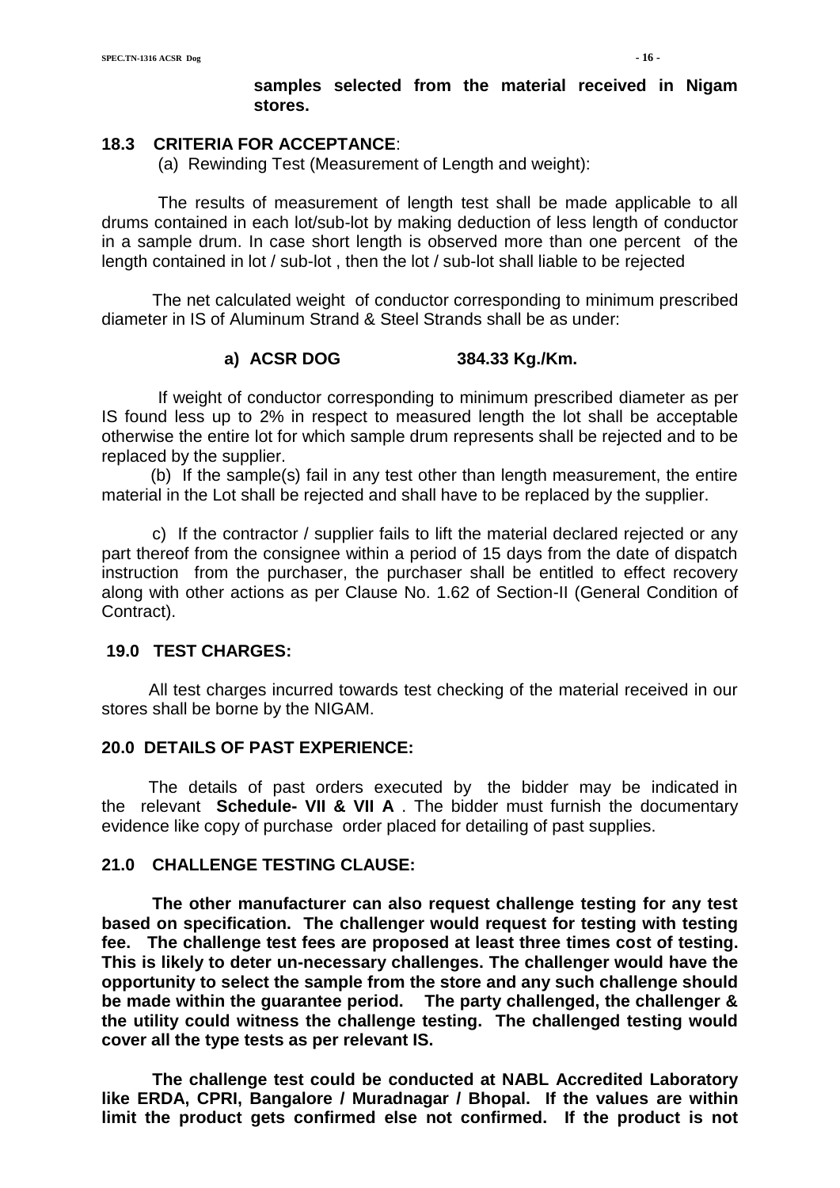**samples selected from the material received in Nigam stores.**

### 18.3 CRITERIA FOR ACCEPTANCE:

(a) Rewinding Test (Measurement of Length and weight):

The results of measurement of length test shall be made applicable to all drums contained in each lot/sub-lot by making deduction of less length of conductor in a sample drum. In case short length is observed more than one percent of the length contained in lot / sub-lot , then the lot / sub-lot shall liable to be rejected

The net calculated weight of conductor corresponding to minimum prescribed diameter in IS of Aluminum Strand & Steel Strands shall be as under:

**a) ACSR DOG 384.33 Kg./Km.**

If weight of conductor corresponding to minimum prescribed diameter as per IS found less up to 2% in respect to measured length the lot shall be acceptable otherwise the entire lot for which sample drum represents shall be rejected and to be replaced by the supplier.

(b) If the sample(s) fail in any test other than length measurement, the entire material in the Lot shall be rejected and shall have to be replaced by the supplier.

c) If the contractor / supplier fails to lift the material declared rejected or any part thereof from the consignee within a period of 15 days from the date of dispatch instruction from the purchaser, the purchaser shall be entitled to effect recovery along with other actions as per Clause No. 1.62 of Section-II (General Condition of Contract).

### 19.0 TEST CHARGES:

All test charges incurred towards test checking of the material received in our stores shall be borne by the NIGAM.

### 20.0 DETAILS OF PAST EXPERIENCE:

The details of past orders executed by the bidder may be indicated in the relevant **Schedule- VII & VII A** . The bidder must furnish the documentary evidence like copy of purchase order placed for detailing of past supplies.

### 21.0 CHALLENGE TESTING CLAUSE:

**The other manufacturer can also request challenge testing for any test based on specification. The challenger would request for testing with testing fee. The challenge test fees are proposed at least three times cost of testing. This is likely to deter un-necessary challenges. The challenger would have the opportunity to select the sample from the store and any such challenge should be made within the guarantee period. The party challenged, the challenger & the utility could witness the challenge testing. The challenged testing would cover all the type tests as per relevant IS.**

**The challenge test could be conducted at NABL Accredited Laboratory like ERDA, CPRI, Bangalore / Muradnagar / Bhopal. If the values are within limit the product gets confirmed else not confirmed. If the product is not**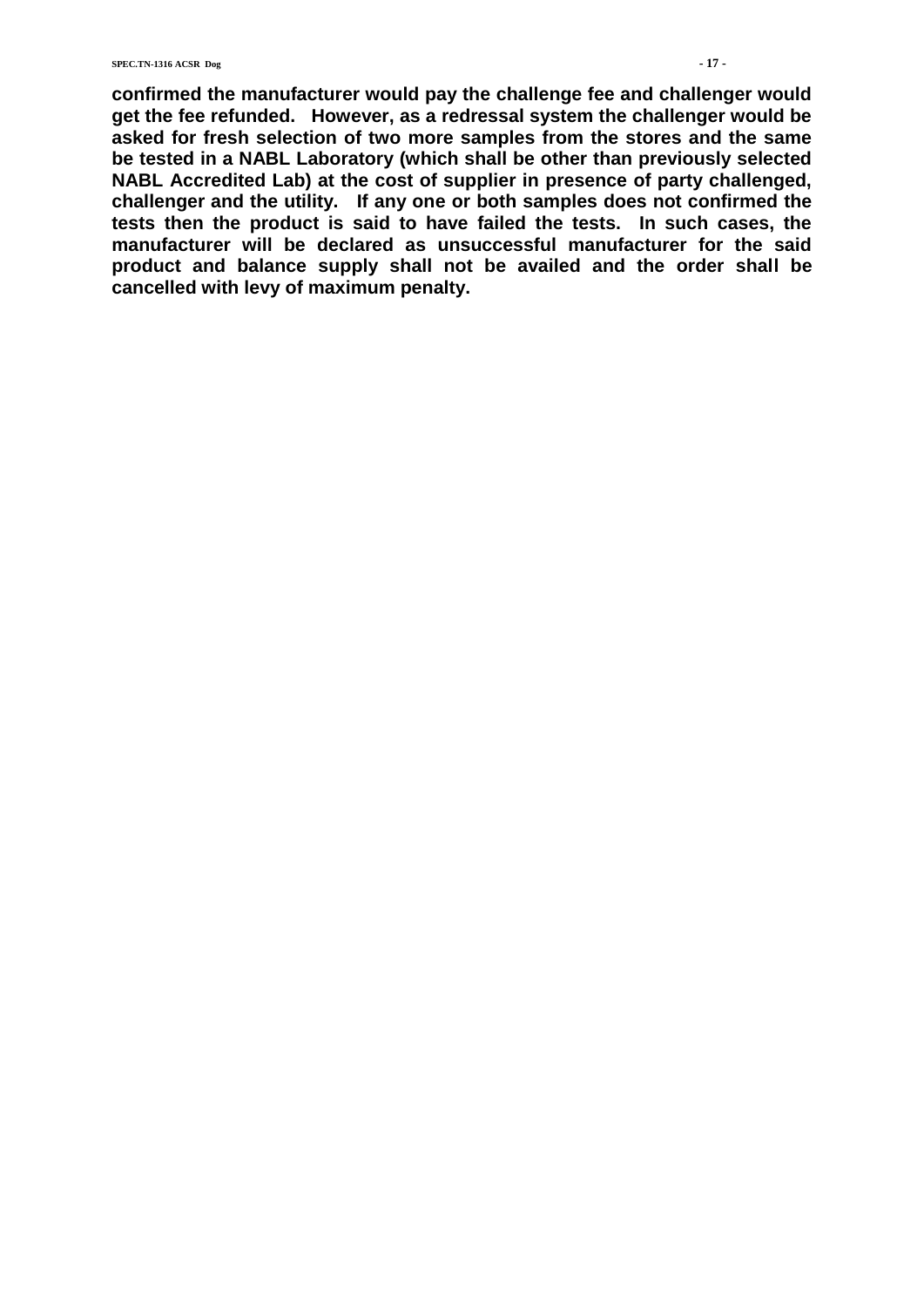**confirmed the manufacturer would pay the challenge fee and challenger would get the fee refunded. However, as a redressal system the challenger would be asked for fresh selection of two more samples from the stores and the same be tested in a NABL Laboratory (which shall be other than previously selected NABL Accredited Lab) at the cost of supplier in presence of party challenged, challenger and the utility. If any one or both samples does not confirmed the tests then the product is said to have failed the tests. In such cases, the manufacturer will be declared as unsuccessful manufacturer for the said product and balance supply shall not be availed and the order shall be cancelled with levy of maximum penalty.**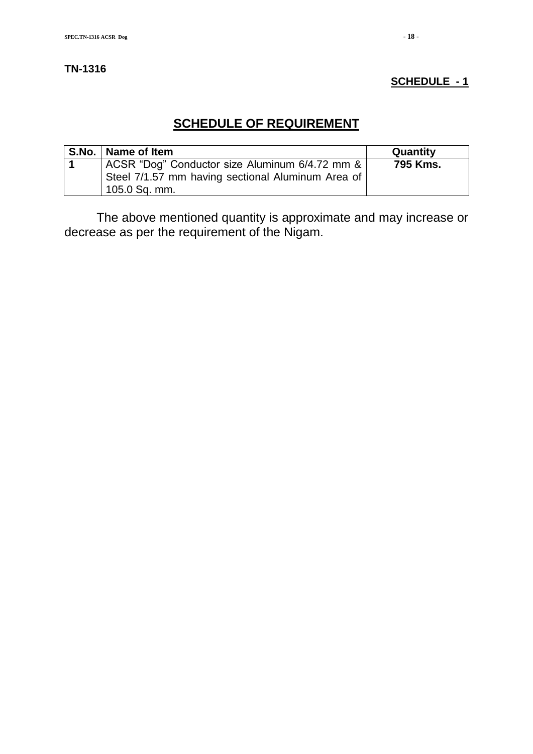**TN-1316**

**SCHEDULE - 1**

## SCHEDULE OF REQUIREMENT

| S.No. | Name of Item | Quantity |
|---|---|---|
| **1** | ACSR "Dog" Conductor size Aluminum 6/4.72 mm & Steel 7/1.57 mm having sectional Aluminum Area of 105.0 Sq. mm. | **795 Kms.** |

The above mentioned quantity is approximate and may increase or decrease as per the requirement of the Nigam.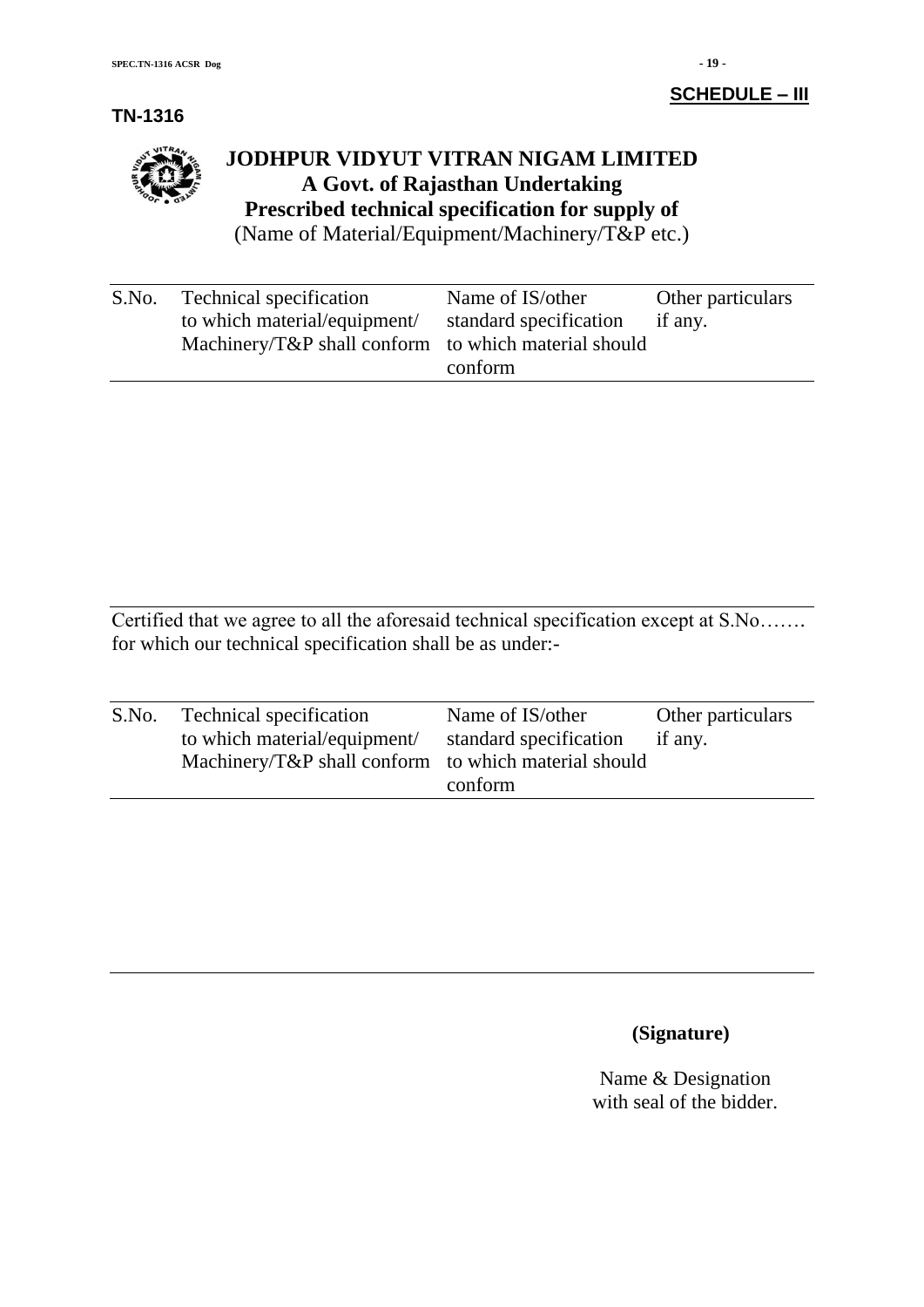**SCHEDULE – III**

**TN-1316**

# JODHPUR VIDYUT VITRAN NIGAM LIMITED

**A Govt. of Rajasthan Undertaking**

**Prescribed technical specification for supply of**

(Name of Material/Equipment/Machinery/T&P etc.)

| S.No. | Technical specification to which material/equipment/ Machinery/T&P shall conform | Name of IS/other standard specification to which material should conform | Other particulars if any. |
|---|---|---|---|
| | | | |

Certified that we agree to all the aforesaid technical specification except at S.No……. for which our technical specification shall be as under:-

| S.No. | Technical specification to which material/equipment/ Machinery/T&P shall conform | Name of IS/other standard specification to which material should conform | Other particulars if any. |
|---|---|---|---|
| | | | |

**(Signature)**

Name & Designation
with seal of the bidder.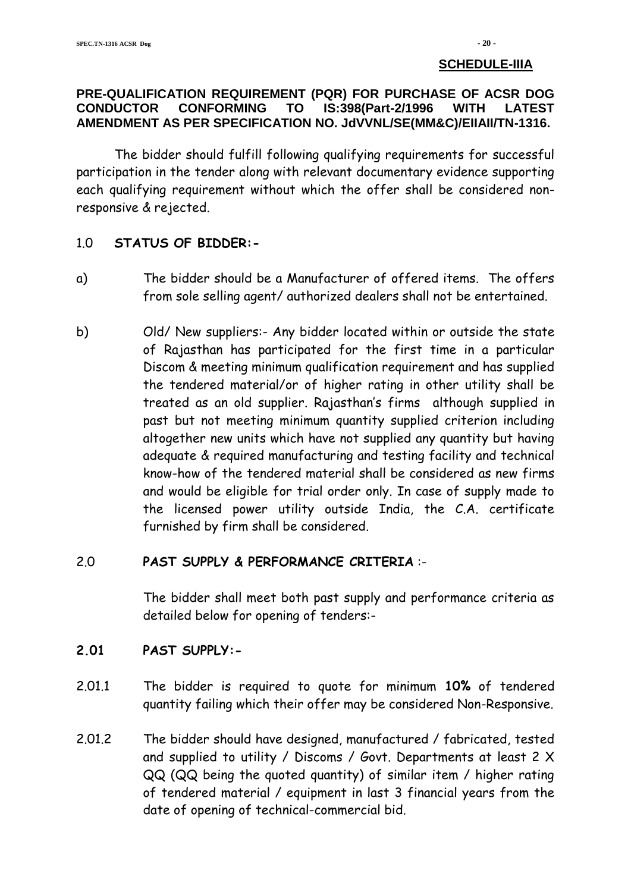**SCHEDULE-IIIA**

## PRE-QUALIFICATION REQUIREMENT (PQR) FOR PURCHASE OF ACSR DOG CONDUCTOR CONFORMING TO IS:398(Part-2/1996 WITH LATEST AMENDMENT AS PER SPECIFICATION NO. JdVVNL/SE(MM&C)/EIIAII/TN-1316.

The bidder should fulfill following qualifying requirements for successful participation in the tender along with relevant documentary evidence supporting each qualifying requirement without which the offer shall be considered non-responsive & rejected.

### 1.0 STATUS OF BIDDER:-

a) The bidder should be a Manufacturer of offered items. The offers from sole selling agent/ authorized dealers shall not be entertained.

b) Old/ New suppliers:- Any bidder located within or outside the state of Rajasthan has participated for the first time in a particular Discom & meeting minimum qualification requirement and has supplied the tendered material/or of higher rating in other utility shall be treated as an old supplier. Rajasthan's firms although supplied in past but not meeting minimum quantity supplied criterion including altogether new units which have not supplied any quantity but having adequate & required manufacturing and testing facility and technical know-how of the tendered material shall be considered as new firms and would be eligible for trial order only. In case of supply made to the licensed power utility outside India, the C.A. certificate furnished by firm shall be considered.

### 2.0 PAST SUPPLY & PERFORMANCE CRITERIA :-

The bidder shall meet both past supply and performance criteria as detailed below for opening of tenders:-

### 2.01 PAST SUPPLY:-

2.01.1 The bidder is required to quote for minimum **10%** of tendered quantity failing which their offer may be considered Non-Responsive.

2.01.2 The bidder should have designed, manufactured / fabricated, tested and supplied to utility / Discoms / Govt. Departments at least 2 X QQ (QQ being the quoted quantity) of similar item / higher rating of tendered material / equipment in last 3 financial years from the date of opening of technical-commercial bid.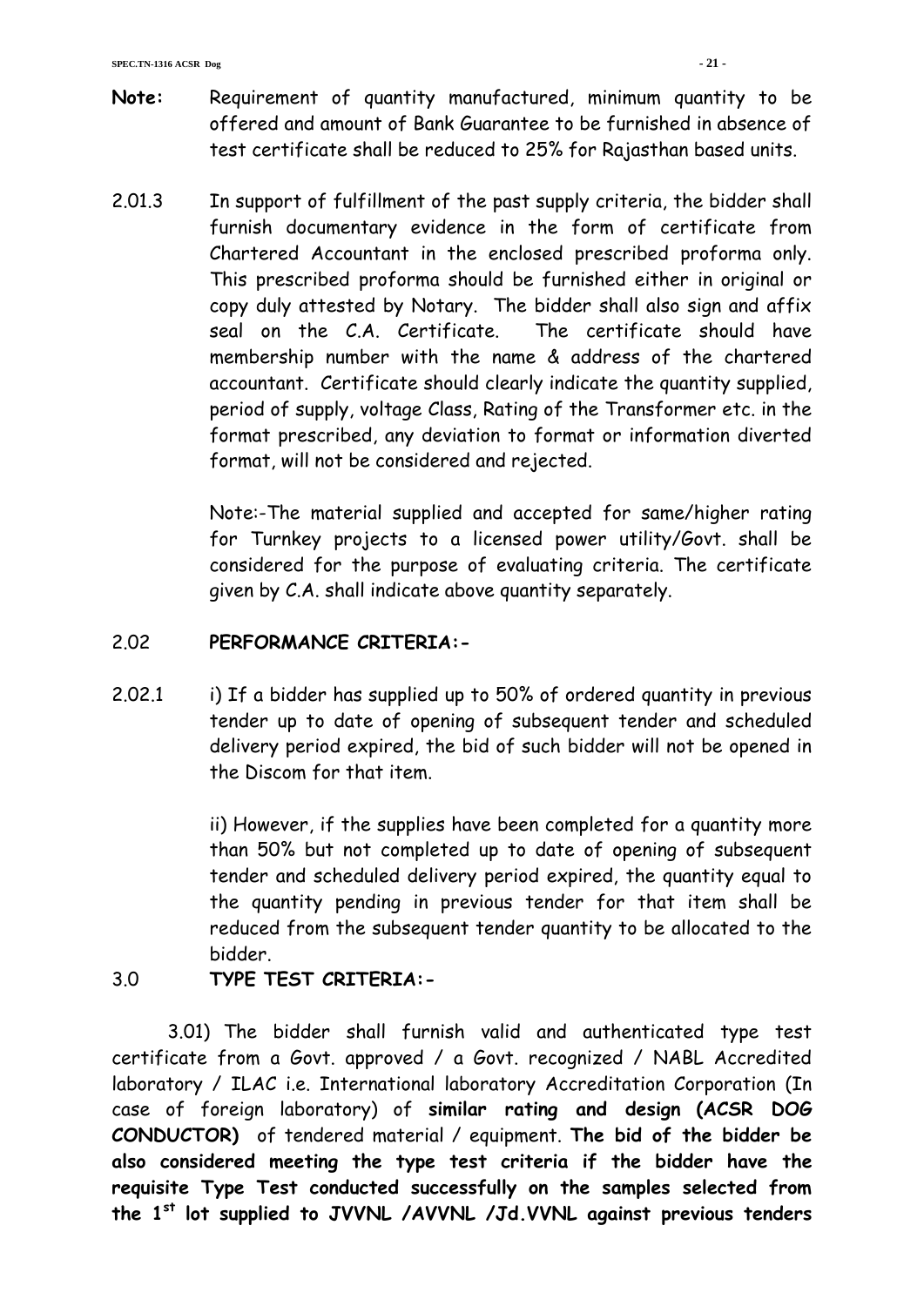**Note:** Requirement of quantity manufactured, minimum quantity to be offered and amount of Bank Guarantee to be furnished in absence of test certificate shall be reduced to 25% for Rajasthan based units.

2.01.3 In support of fulfillment of the past supply criteria, the bidder shall furnish documentary evidence in the form of certificate from Chartered Accountant in the enclosed prescribed proforma only. This prescribed proforma should be furnished either in original or copy duly attested by Notary. The bidder shall also sign and affix seal on the C.A. Certificate. The certificate should have membership number with the name & address of the chartered accountant. Certificate should clearly indicate the quantity supplied, period of supply, voltage Class, Rating of the Transformer etc. in the format prescribed, any deviation to format or information diverted format, will not be considered and rejected.

Note:-The material supplied and accepted for same/higher rating for Turnkey projects to a licensed power utility/Govt. shall be considered for the purpose of evaluating criteria. The certificate given by C.A. shall indicate above quantity separately.

2.02 **PERFORMANCE CRITERIA:-**

2.02.1 i) If a bidder has supplied up to 50% of ordered quantity in previous tender up to date of opening of subsequent tender and scheduled delivery period expired, the bid of such bidder will not be opened in the Discom for that item.

ii) However, if the supplies have been completed for a quantity more than 50% but not completed up to date of opening of subsequent tender and scheduled delivery period expired, the quantity equal to the quantity pending in previous tender for that item shall be reduced from the subsequent tender quantity to be allocated to the bidder.

3.0 **TYPE TEST CRITERIA:-**

3.01) The bidder shall furnish valid and authenticated type test certificate from a Govt. approved / a Govt. recognized / NABL Accredited laboratory / ILAC i.e. International laboratory Accreditation Corporation (In case of foreign laboratory) of **similar rating and design (ACSR DOG CONDUCTOR)** of tendered material / equipment. **The bid of the bidder be also considered meeting the type test criteria if the bidder have the requisite Type Test conducted successfully on the samples selected from the 1st lot supplied to JVVNL /AVVNL /Jd.VVNL against previous tenders**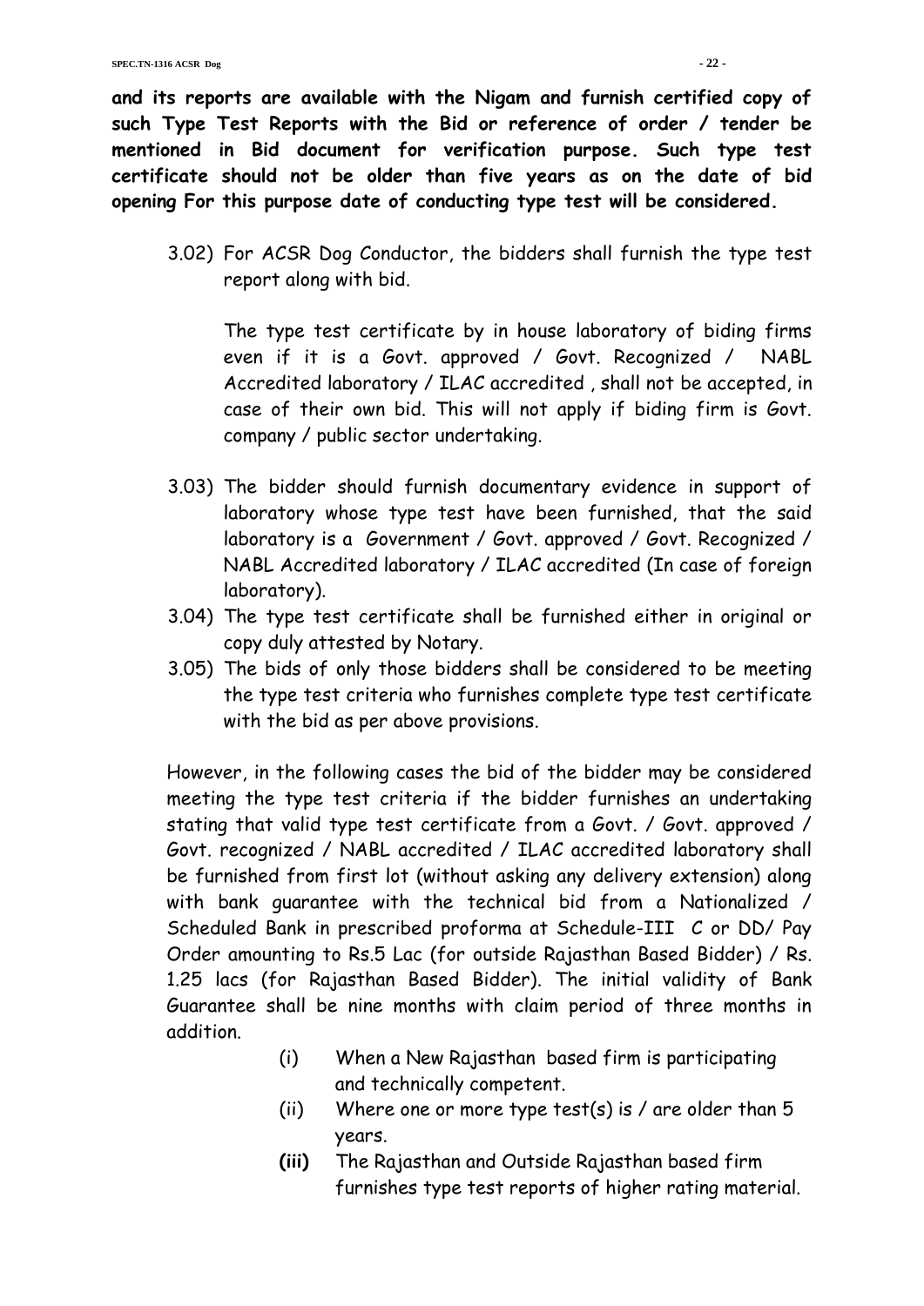**and its reports are available with the Nigam and furnish certified copy of such Type Test Reports with the Bid or reference of order / tender be mentioned in Bid document for verification purpose. Such type test certificate should not be older than five years as on the date of bid opening For this purpose date of conducting type test will be considered.**

3.02) For ACSR Dog Conductor, the bidders shall furnish the type test report along with bid.

The type test certificate by in house laboratory of biding firms even if it is a Govt. approved / Govt. Recognized / NABL Accredited laboratory / ILAC accredited , shall not be accepted, in case of their own bid. This will not apply if biding firm is Govt. company / public sector undertaking.

3.03) The bidder should furnish documentary evidence in support of laboratory whose type test have been furnished, that the said laboratory is a Government / Govt. approved / Govt. Recognized / NABL Accredited laboratory / ILAC accredited (In case of foreign laboratory).

3.04) The type test certificate shall be furnished either in original or copy duly attested by Notary.

3.05) The bids of only those bidders shall be considered to be meeting the type test criteria who furnishes complete type test certificate with the bid as per above provisions.

However, in the following cases the bid of the bidder may be considered meeting the type test criteria if the bidder furnishes an undertaking stating that valid type test certificate from a Govt. / Govt. approved / Govt. recognized / NABL accredited / ILAC accredited laboratory shall be furnished from first lot (without asking any delivery extension) along with bank guarantee with the technical bid from a Nationalized / Scheduled Bank in prescribed proforma at Schedule-III C or DD/ Pay Order amounting to Rs.5 Lac (for outside Rajasthan Based Bidder) / Rs. 1.25 lacs (for Rajasthan Based Bidder). The initial validity of Bank Guarantee shall be nine months with claim period of three months in addition.

(i) When a New Rajasthan based firm is participating and technically competent.

(ii) Where one or more type test(s) is / are older than 5 years.

**(iii)** The Rajasthan and Outside Rajasthan based firm furnishes type test reports of higher rating material.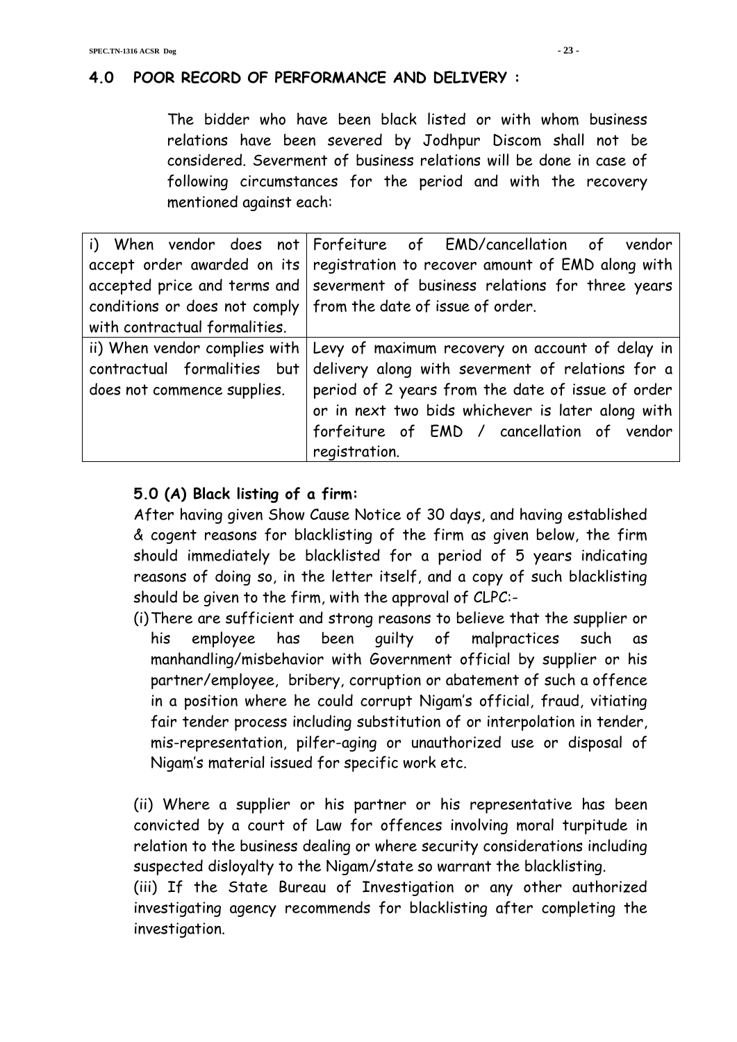## 4.0 POOR RECORD OF PERFORMANCE AND DELIVERY :

The bidder who have been black listed or with whom business relations have been severed by Jodhpur Discom shall not be considered. Severment of business relations will be done in case of following circumstances for the period and with the recovery mentioned against each:

| | |
|---|---|
| i) When vendor does not accept order awarded on its accepted price and terms and conditions or does not comply with contractual formalities. | Forfeiture of EMD/cancellation of vendor registration to recover amount of EMD along with severment of business relations for three years from the date of issue of order. |
| ii) When vendor complies with contractual formalities but does not commence supplies. | Levy of maximum recovery on account of delay in delivery along with severment of relations for a period of 2 years from the date of issue of order or in next two bids whichever is later along with forfeiture of EMD / cancellation of vendor registration. |

### 5.0 (A) Black listing of a firm:

After having given Show Cause Notice of 30 days, and having established & cogent reasons for blacklisting of the firm as given below, the firm should immediately be blacklisted for a period of 5 years indicating reasons of doing so, in the letter itself, and a copy of such blacklisting should be given to the firm, with the approval of CLPC:-

(i) There are sufficient and strong reasons to believe that the supplier or his employee has been guilty of malpractices such as manhandling/misbehavior with Government official by supplier or his partner/employee, bribery, corruption or abatement of such a offence in a position where he could corrupt Nigam's official, fraud, vitiating fair tender process including substitution of or interpolation in tender, mis-representation, pilfer-aging or unauthorized use or disposal of Nigam's material issued for specific work etc.

(ii) Where a supplier or his partner or his representative has been convicted by a court of Law for offences involving moral turpitude in relation to the business dealing or where security considerations including suspected disloyalty to the Nigam/state so warrant the blacklisting.

(iii) If the State Bureau of Investigation or any other authorized investigating agency recommends for blacklisting after completing the investigation.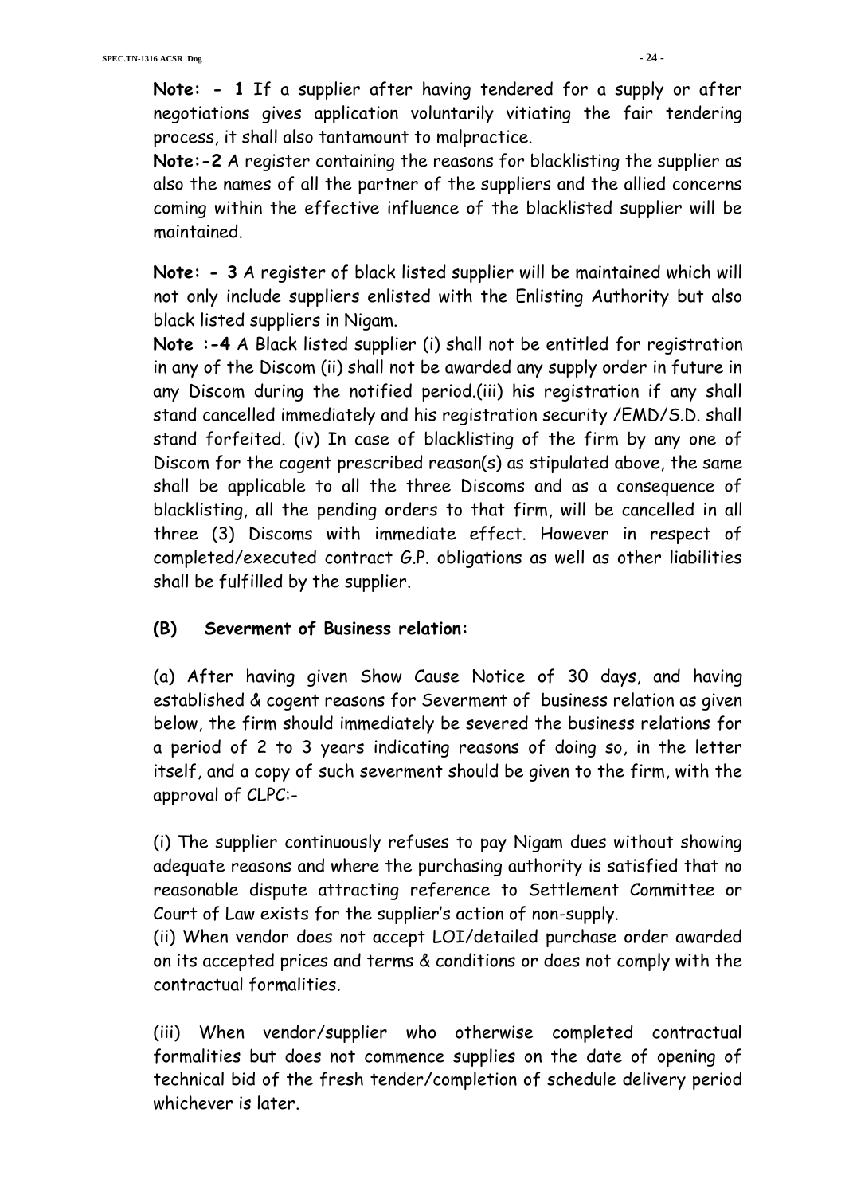**Note: - 1** If a supplier after having tendered for a supply or after negotiations gives application voluntarily vitiating the fair tendering process, it shall also tantamount to malpractice.

**Note:-2** A register containing the reasons for blacklisting the supplier as also the names of all the partner of the suppliers and the allied concerns coming within the effective influence of the blacklisted supplier will be maintained.

**Note: - 3** A register of black listed supplier will be maintained which will not only include suppliers enlisted with the Enlisting Authority but also black listed suppliers in Nigam.

**Note :-4** A Black listed supplier (i) shall not be entitled for registration in any of the Discom (ii) shall not be awarded any supply order in future in any Discom during the notified period.(iii) his registration if any shall stand cancelled immediately and his registration security /EMD/S.D. shall stand forfeited. (iv) In case of blacklisting of the firm by any one of Discom for the cogent prescribed reason(s) as stipulated above, the same shall be applicable to all the three Discoms and as a consequence of blacklisting, all the pending orders to that firm, will be cancelled in all three (3) Discoms with immediate effect. However in respect of completed/executed contract G.P. obligations as well as other liabilities shall be fulfilled by the supplier.

**(B) Severment of Business relation:**

(a) After having given Show Cause Notice of 30 days, and having established & cogent reasons for Severment of business relation as given below, the firm should immediately be severed the business relations for a period of 2 to 3 years indicating reasons of doing so, in the letter itself, and a copy of such severment should be given to the firm, with the approval of CLPC:-

(i) The supplier continuously refuses to pay Nigam dues without showing adequate reasons and where the purchasing authority is satisfied that no reasonable dispute attracting reference to Settlement Committee or Court of Law exists for the supplier's action of non-supply.

(ii) When vendor does not accept LOI/detailed purchase order awarded on its accepted prices and terms & conditions or does not comply with the contractual formalities.

(iii) When vendor/supplier who otherwise completed contractual formalities but does not commence supplies on the date of opening of technical bid of the fresh tender/completion of schedule delivery period whichever is later.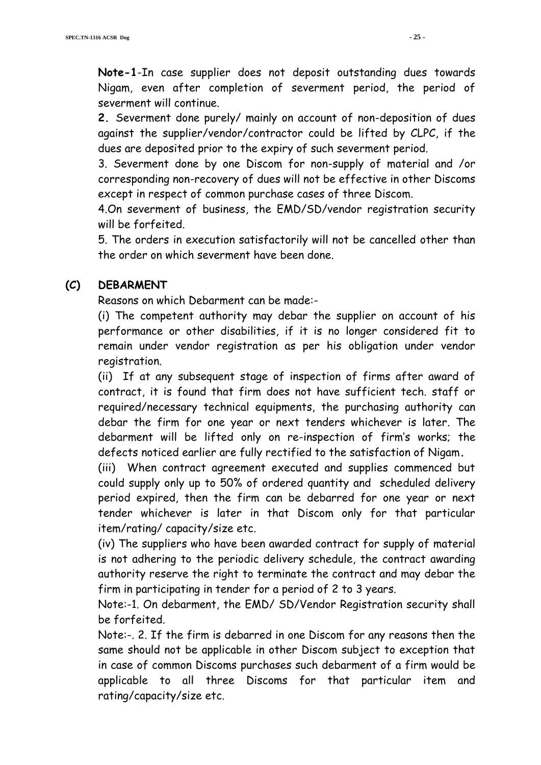**Note-1**-In case supplier does not deposit outstanding dues towards Nigam, even after completion of severment period, the period of severment will continue.

**2.** Severment done purely/ mainly on account of non-deposition of dues against the supplier/vendor/contractor could be lifted by CLPC, if the dues are deposited prior to the expiry of such severment period.

3. Severment done by one Discom for non-supply of material and /or corresponding non-recovery of dues will not be effective in other Discoms except in respect of common purchase cases of three Discom.

4.On severment of business, the EMD/SD/vendor registration security will be forfeited.

5. The orders in execution satisfactorily will not be cancelled other than the order on which severment have been done.

**(C) DEBARMENT**

Reasons on which Debarment can be made:-

(i) The competent authority may debar the supplier on account of his performance or other disabilities, if it is no longer considered fit to remain under vendor registration as per his obligation under vendor registration.

(ii) If at any subsequent stage of inspection of firms after award of contract, it is found that firm does not have sufficient tech. staff or required/necessary technical equipments, the purchasing authority can debar the firm for one year or next tenders whichever is later. The debarment will be lifted only on re-inspection of firm's works; the defects noticed earlier are fully rectified to the satisfaction of Nigam**.**

(iii) When contract agreement executed and supplies commenced but could supply only up to 50% of ordered quantity and scheduled delivery period expired, then the firm can be debarred for one year or next tender whichever is later in that Discom only for that particular item/rating/ capacity/size etc.

(iv) The suppliers who have been awarded contract for supply of material is not adhering to the periodic delivery schedule, the contract awarding authority reserve the right to terminate the contract and may debar the firm in participating in tender for a period of 2 to 3 years.

Note:-1. On debarment, the EMD/ SD/Vendor Registration security shall be forfeited.

Note:-. 2. If the firm is debarred in one Discom for any reasons then the same should not be applicable in other Discom subject to exception that in case of common Discoms purchases such debarment of a firm would be applicable to all three Discoms for that particular item and rating/capacity/size etc.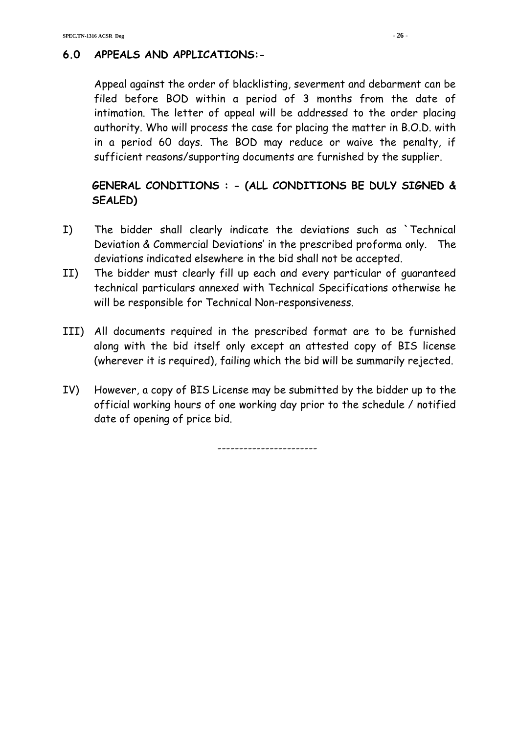## 6.0 APPEALS AND APPLICATIONS:-

Appeal against the order of blacklisting, severment and debarment can be filed before BOD within a period of 3 months from the date of intimation. The letter of appeal will be addressed to the order placing authority. Who will process the case for placing the matter in B.O.D. with in a period 60 days. The BOD may reduce or waive the penalty, if sufficient reasons/supporting documents are furnished by the supplier.

**GENERAL CONDITIONS : - (ALL CONDITIONS BE DULY SIGNED & SEALED)**

I) The bidder shall clearly indicate the deviations such as `Technical Deviation & Commercial Deviations' in the prescribed proforma only. The deviations indicated elsewhere in the bid shall not be accepted.

II) The bidder must clearly fill up each and every particular of guaranteed technical particulars annexed with Technical Specifications otherwise he will be responsible for Technical Non-responsiveness.

III) All documents required in the prescribed format are to be furnished along with the bid itself only except an attested copy of BIS license (wherever it is required), failing which the bid will be summarily rejected.

IV) However, a copy of BIS License may be submitted by the bidder up to the official working hours of one working day prior to the schedule / notified date of opening of price bid.

----------------------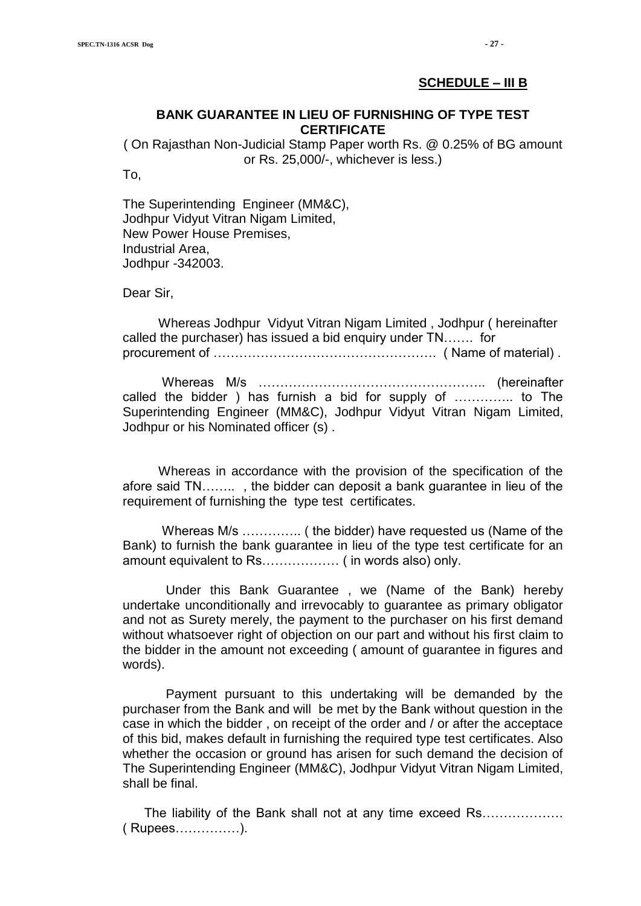**SCHEDULE – III B**

**BANK GUARANTEE IN LIEU OF FURNISHING OF TYPE TEST CERTIFICATE**

( On Rajasthan Non-Judicial Stamp Paper worth Rs. @ 0.25% of BG amount or Rs. 25,000/-, whichever is less.)

To,

The Superintending Engineer (MM&C),
Jodhpur Vidyut Vitran Nigam Limited,
New Power House Premises,
Industrial Area,
Jodhpur -342003.

Dear Sir,

Whereas Jodhpur Vidyut Vitran Nigam Limited , Jodhpur ( hereinafter called the purchaser) has issued a bid enquiry under TN……. for procurement of …………………………………………… ( Name of material) .

Whereas M/s …………………………………………….. (hereinafter called the bidder ) has furnish a bid for supply of ………….. to The Superintending Engineer (MM&C), Jodhpur Vidyut Vitran Nigam Limited, Jodhpur or his Nominated officer (s) .

Whereas in accordance with the provision of the specification of the afore said TN…….. , the bidder can deposit a bank guarantee in lieu of the requirement of furnishing the type test certificates.

Whereas M/s ………….. ( the bidder) have requested us (Name of the Bank) to furnish the bank guarantee in lieu of the type test certificate for an amount equivalent to Rs……………… ( in words also) only.

Under this Bank Guarantee , we (Name of the Bank) hereby undertake unconditionally and irrevocably to guarantee as primary obligator and not as Surety merely, the payment to the purchaser on his first demand without whatsoever right of objection on our part and without his first claim to the bidder in the amount not exceeding ( amount of guarantee in figures and words).

Payment pursuant to this undertaking will be demanded by the purchaser from the Bank and will be met by the Bank without question in the case in which the bidder , on receipt of the order and / or after the acceptace of this bid, makes default in furnishing the required type test certificates. Also whether the occasion or ground has arisen for such demand the decision of The Superintending Engineer (MM&C), Jodhpur Vidyut Vitran Nigam Limited, shall be final.

The liability of the Bank shall not at any time exceed Rs……………… ( Rupees……………).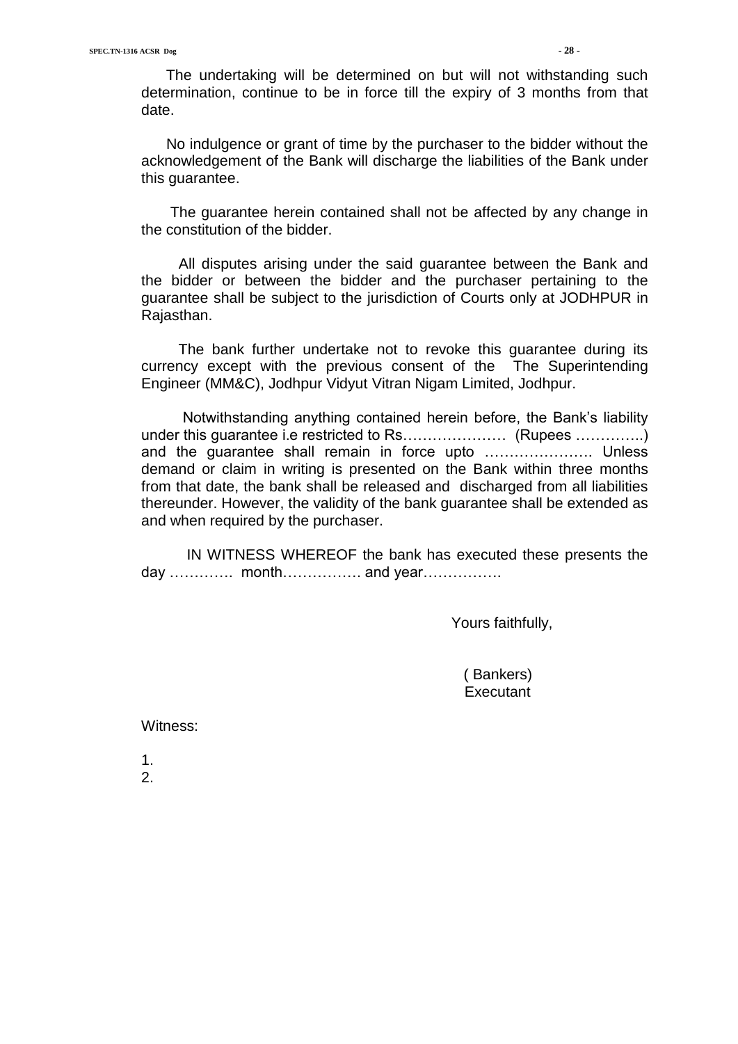The undertaking will be determined on but will not withstanding such determination, continue to be in force till the expiry of 3 months from that date.

No indulgence or grant of time by the purchaser to the bidder without the acknowledgement of the Bank will discharge the liabilities of the Bank under this guarantee.

The guarantee herein contained shall not be affected by any change in the constitution of the bidder.

All disputes arising under the said guarantee between the Bank and the bidder or between the bidder and the purchaser pertaining to the guarantee shall be subject to the jurisdiction of Courts only at JODHPUR in Rajasthan.

The bank further undertake not to revoke this guarantee during its currency except with the previous consent of the The Superintending Engineer (MM&C), Jodhpur Vidyut Vitran Nigam Limited, Jodhpur.

Notwithstanding anything contained herein before, the Bank's liability under this guarantee i.e restricted to Rs………………… (Rupees …………..) and the guarantee shall remain in force upto …………………. Unless demand or claim in writing is presented on the Bank within three months from that date, the bank shall be released and discharged from all liabilities thereunder. However, the validity of the bank guarantee shall be extended as and when required by the purchaser.

IN WITNESS WHEREOF the bank has executed these presents the day …………. month……………. and year…………….

Yours faithfully,

( Bankers)
Executant

Witness:

1.
2.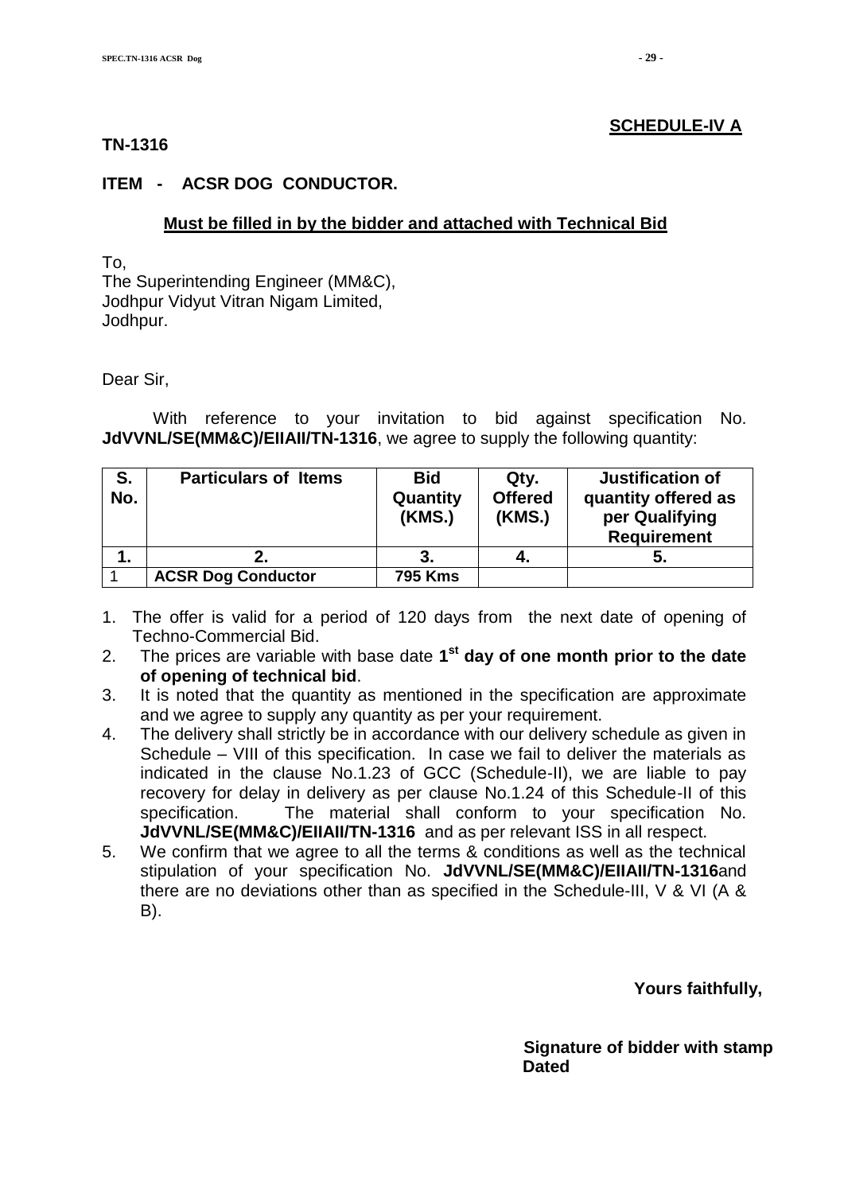**SCHEDULE-IV A**

**TN-1316**

**ITEM - ACSR DOG CONDUCTOR.**

**Must be filled in by the bidder and attached with Technical Bid**

To,
The Superintending Engineer (MM&C),
Jodhpur Vidyut Vitran Nigam Limited,
Jodhpur.

Dear Sir,

With reference to your invitation to bid against specification No. **JdVVNL/SE(MM&C)/EIIAII/TN-1316**, we agree to supply the following quantity:

| S. No. | Particulars of Items | Bid Quantity (KMS.) | Qty. Offered (KMS.) | Justification of quantity offered as per Qualifying Requirement |
|---|---|---|---|---|
| **1.** | **2.** | **3.** | **4.** | **5.** |
| 1 | **ACSR Dog Conductor** | **795 Kms** | | |

1. The offer is valid for a period of 120 days from the next date of opening of Techno-Commercial Bid.
2. The prices are variable with base date **1st day of one month prior to the date of opening of technical bid**.
3. It is noted that the quantity as mentioned in the specification are approximate and we agree to supply any quantity as per your requirement.
4. The delivery shall strictly be in accordance with our delivery schedule as given in Schedule – VIII of this specification. In case we fail to deliver the materials as indicated in the clause No.1.23 of GCC (Schedule-II), we are liable to pay recovery for delay in delivery as per clause No.1.24 of this Schedule-II of this specification. The material shall conform to your specification No. **JdVVNL/SE(MM&C)/EIIAII/TN-1316** and as per relevant ISS in all respect.
5. We confirm that we agree to all the terms & conditions as well as the technical stipulation of your specification No. **JdVVNL/SE(MM&C)/EIIAII/TN-1316**and there are no deviations other than as specified in the Schedule-III, V & VI (A & B).

**Yours faithfully,**

**Signature of bidder with stamp**
**Dated**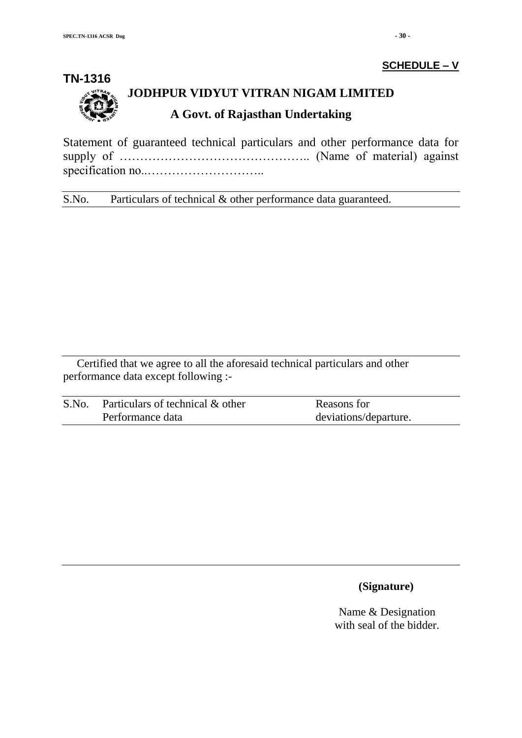**SCHEDULE – V**

**TN-1316**

# JODHPUR VIDYUT VITRAN NIGAM LIMITED

## A Govt. of Rajasthan Undertaking

Statement of guaranteed technical particulars and other performance data for supply of ……………………………………….. (Name of material) against specification no..………………………..

| S.No. | Particulars of technical & other performance data guaranteed. |
|---|---|
| | |

Certified that we agree to all the aforesaid technical particulars and other performance data except following :-

| S.No. | Particulars of technical & other Performance data | Reasons for deviations/departure. |
|---|---|---|
| | | |

**(Signature)**

Name & Designation
with seal of the bidder.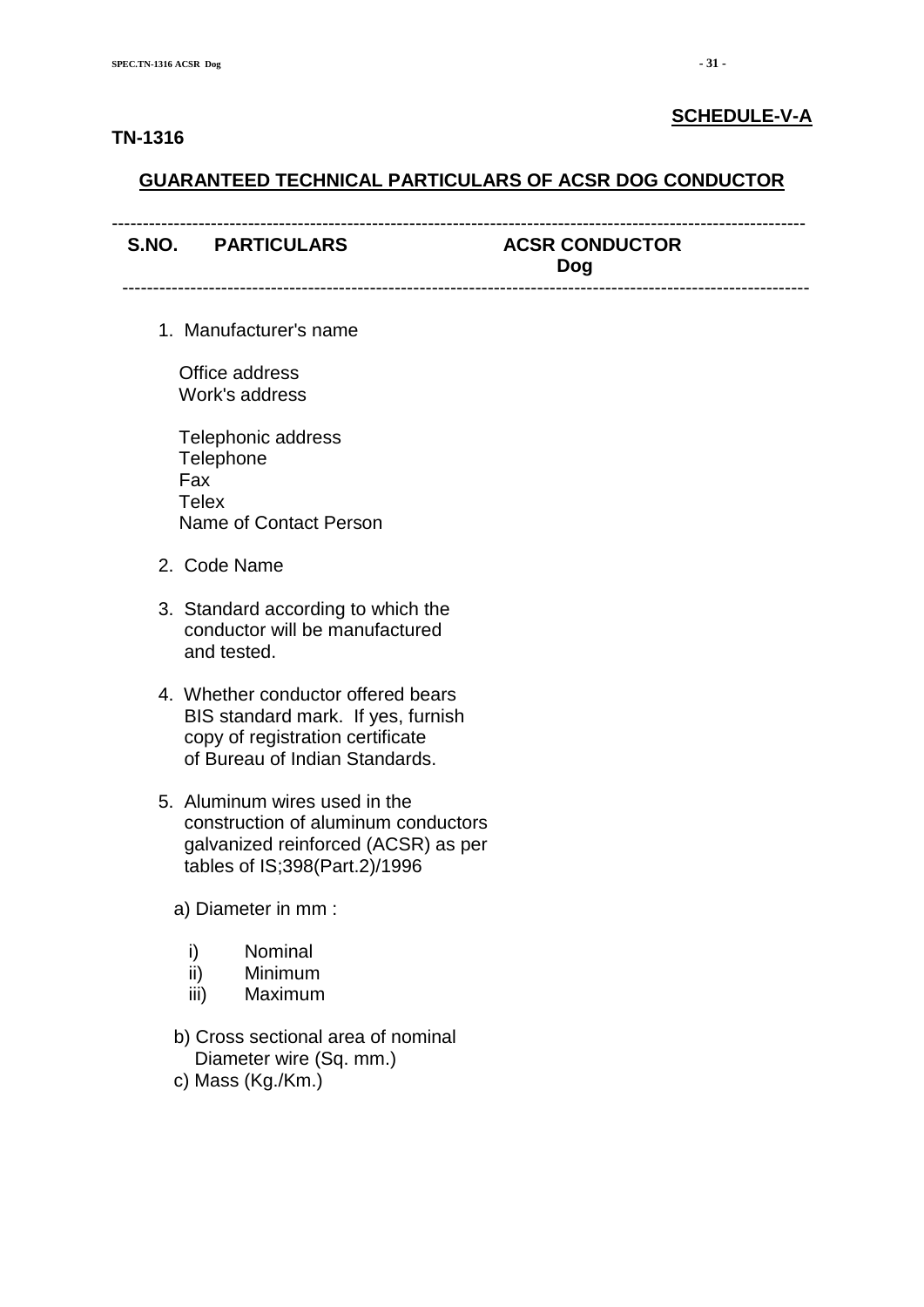**SCHEDULE-V-A**

**TN-1316**

## GUARANTEED TECHNICAL PARTICULARS OF ACSR DOG CONDUCTOR

| S.NO. | PARTICULARS | ACSR CONDUCTOR Dog |
|---|---|---|
| 1. | Manufacturer's name | |
| | Office address | |
| | Work's address | |
| | Telephonic address | |
| | Telephone | |
| | Fax | |
| | Telex | |
| | Name of Contact Person | |
| 2. | Code Name | |
| 3. | Standard according to which the conductor will be manufactured and tested. | |
| 4. | Whether conductor offered bears BIS standard mark. If yes, furnish copy of registration certificate of Bureau of Indian Standards. | |
| 5. | Aluminum wires used in the construction of aluminum conductors galvanized reinforced (ACSR) as per tables of IS;398(Part.2)/1996 | |
| | a) Diameter in mm : | |
| | i) Nominal | |
| | ii) Minimum | |
| | iii) Maximum | |
| | b) Cross sectional area of nominal Diameter wire (Sq. mm.) | |
| | c) Mass (Kg./Km.) | |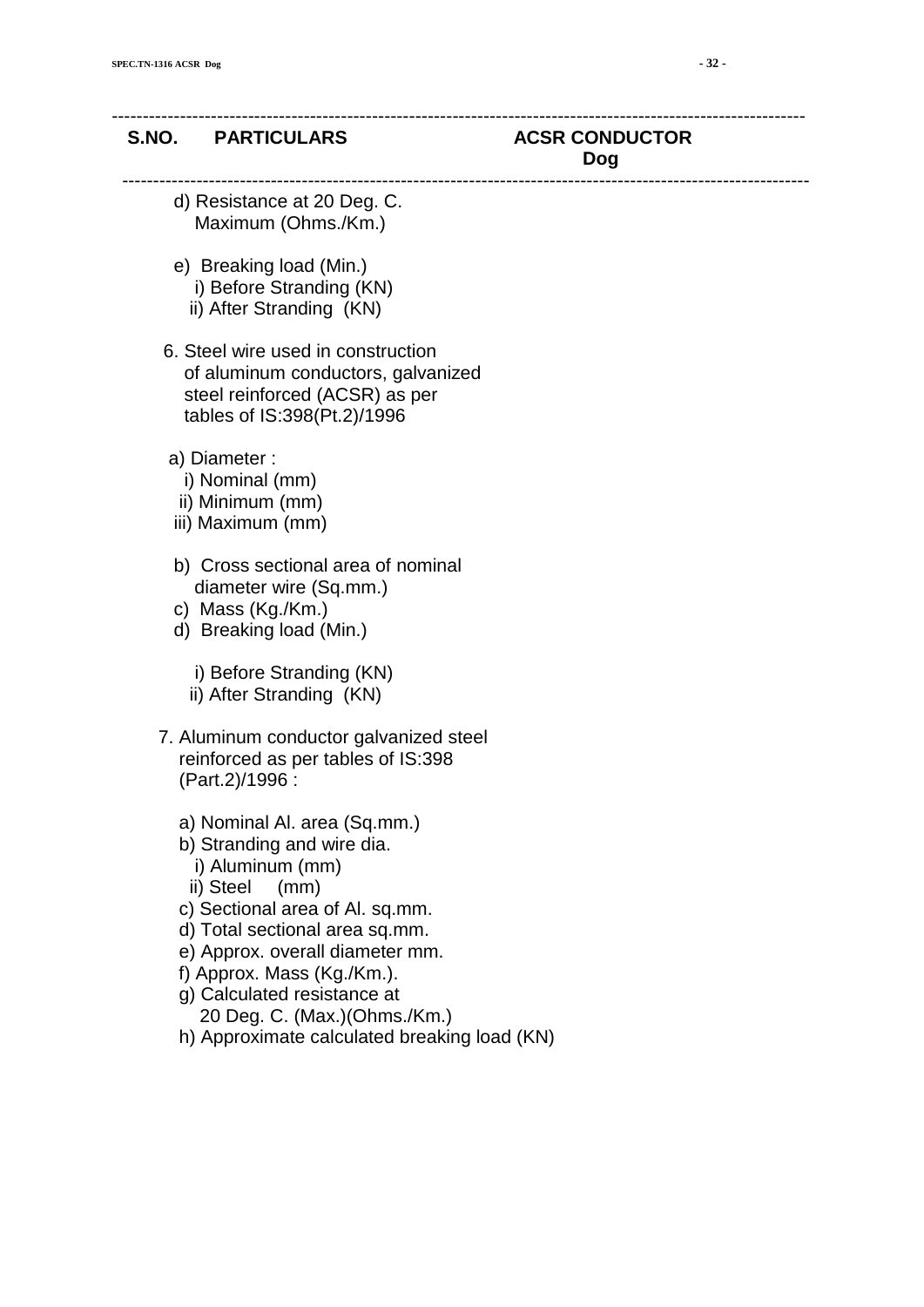| S.NO. | PARTICULARS | ACSR CONDUCTOR Dog |
|---|---|---|
| | d) Resistance at 20 Deg. C. Maximum (Ohms./Km.) | |
| | e) Breaking load (Min.) | |
| | i) Before Stranding (KN) | |
| | ii) After Stranding (KN) | |
| 6. | Steel wire used in construction of aluminum conductors, galvanized steel reinforced (ACSR) as per tables of IS:398(Pt.2)/1996 | |
| | a) Diameter : | |
| | i) Nominal (mm) | |
| | ii) Minimum (mm) | |
| | iii) Maximum (mm) | |
| | b) Cross sectional area of nominal diameter wire (Sq.mm.) | |
| | c) Mass (Kg./Km.) | |
| | d) Breaking load (Min.) | |
| | i) Before Stranding (KN) | |
| | ii) After Stranding (KN) | |
| 7. | Aluminum conductor galvanized steel reinforced as per tables of IS:398 (Part.2)/1996 : | |
| | a) Nominal Al. area (Sq.mm.) | |
| | b) Stranding and wire dia. | |
| | i) Aluminum (mm) | |
| | ii) Steel (mm) | |
| | c) Sectional area of Al. sq.mm. | |
| | d) Total sectional area sq.mm. | |
| | e) Approx. overall diameter mm. | |
| | f) Approx. Mass (Kg./Km.). | |
| | g) Calculated resistance at 20 Deg. C. (Max.)(Ohms./Km.) | |
| | h) Approximate calculated breaking load (KN) | |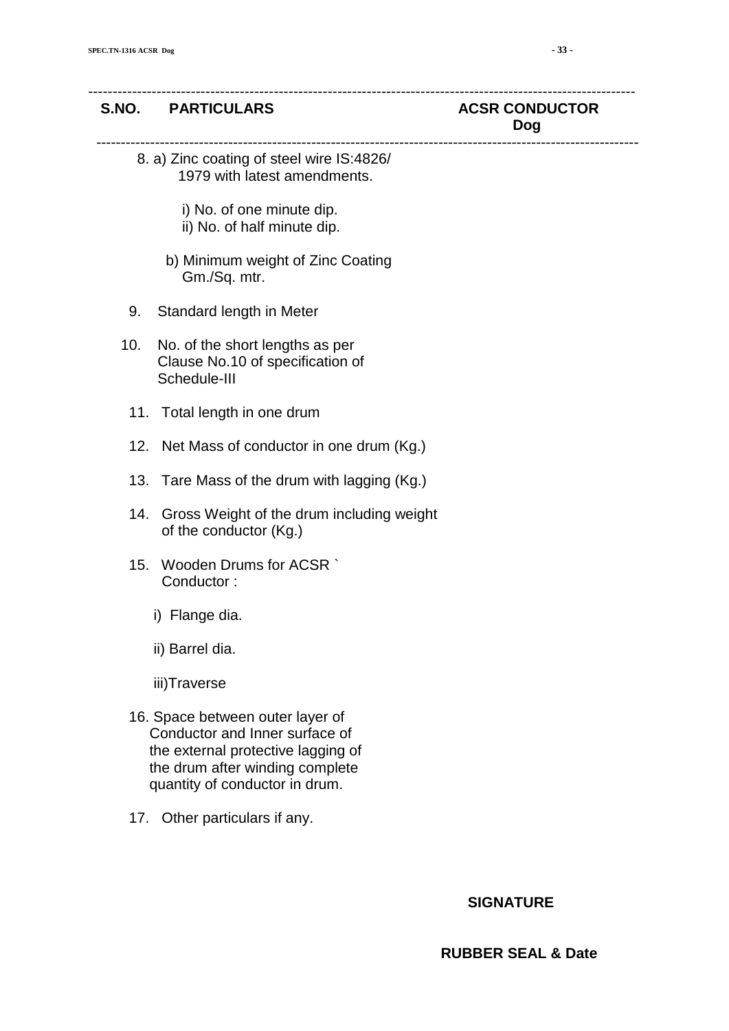| S.NO. | PARTICULARS | ACSR CONDUCTOR Dog |
|---|---|---|
| 8. | a) Zinc coating of steel wire IS:4826/ 1979 with latest amendments. | |
| | i) No. of one minute dip. | |
| | ii) No. of half minute dip. | |
| | b) Minimum weight of Zinc Coating Gm./Sq. mtr. | |
| 9. | Standard length in Meter | |
| 10. | No. of the short lengths as per Clause No.10 of specification of Schedule-III | |
| 11. | Total length in one drum | |
| 12. | Net Mass of conductor in one drum (Kg.) | |
| 13. | Tare Mass of the drum with lagging (Kg.) | |
| 14. | Gross Weight of the drum including weight of the conductor (Kg.) | |
| 15. | Wooden Drums for ACSR ` Conductor : | |
| | i) Flange dia. | |
| | ii) Barrel dia. | |
| | iii)Traverse | |
| 16. | Space between outer layer of Conductor and Inner surface of the external protective lagging of the drum after winding complete quantity of conductor in drum. | |
| 17. | Other particulars if any. | |

**SIGNATURE**

**RUBBER SEAL & Date**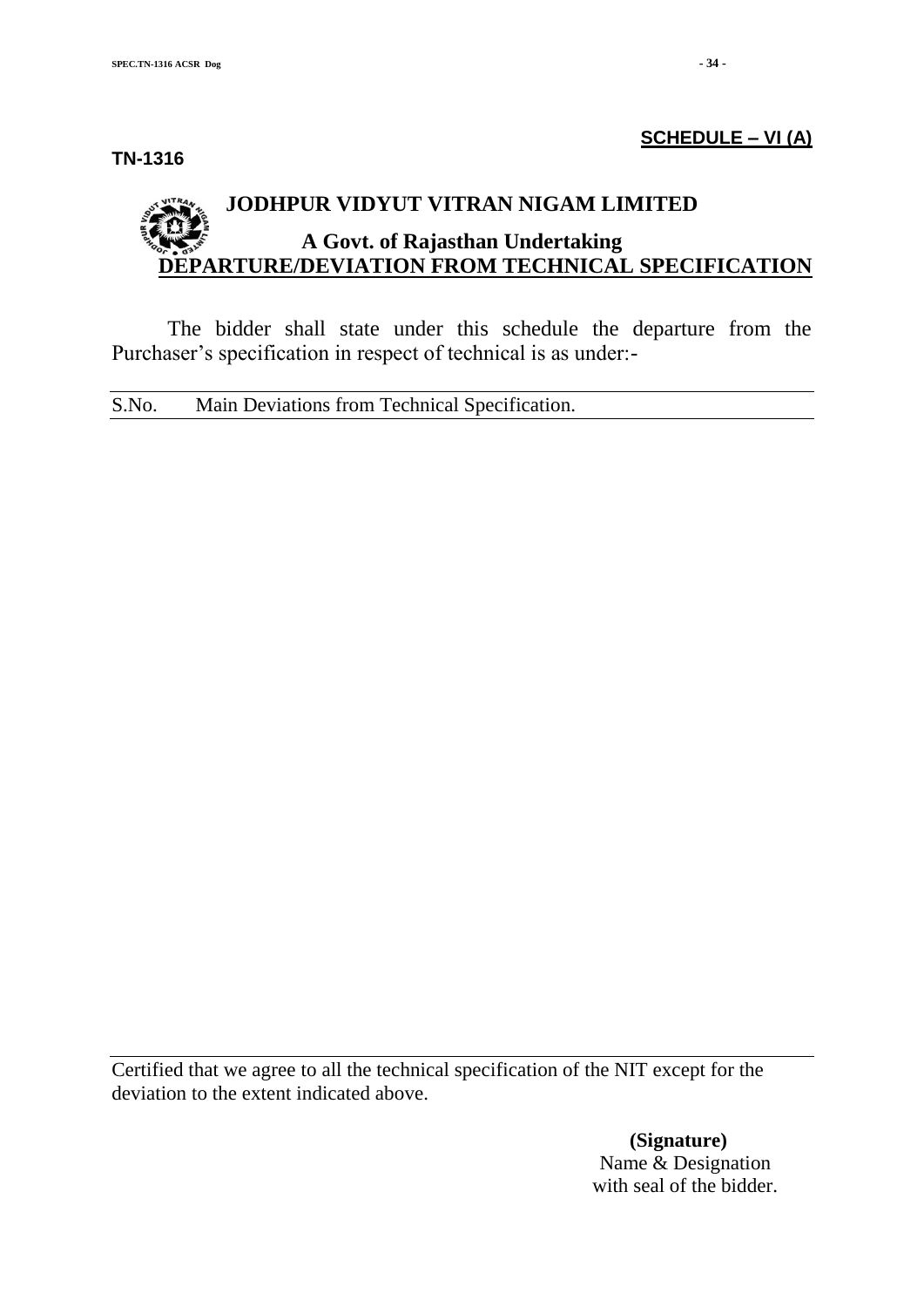**SCHEDULE – VI (A)**

**TN-1316**

# JODHPUR VIDYUT VITRAN NIGAM LIMITED

## A Govt. of Rajasthan Undertaking

## DEPARTURE/DEVIATION FROM TECHNICAL SPECIFICATION

The bidder shall state under this schedule the departure from the Purchaser's specification in respect of technical is as under:-

| S.No. | Main Deviations from Technical Specification. |
| --- | --- |
| | |

Certified that we agree to all the technical specification of the NIT except for the deviation to the extent indicated above.

**(Signature)**
Name & Designation
with seal of the bidder.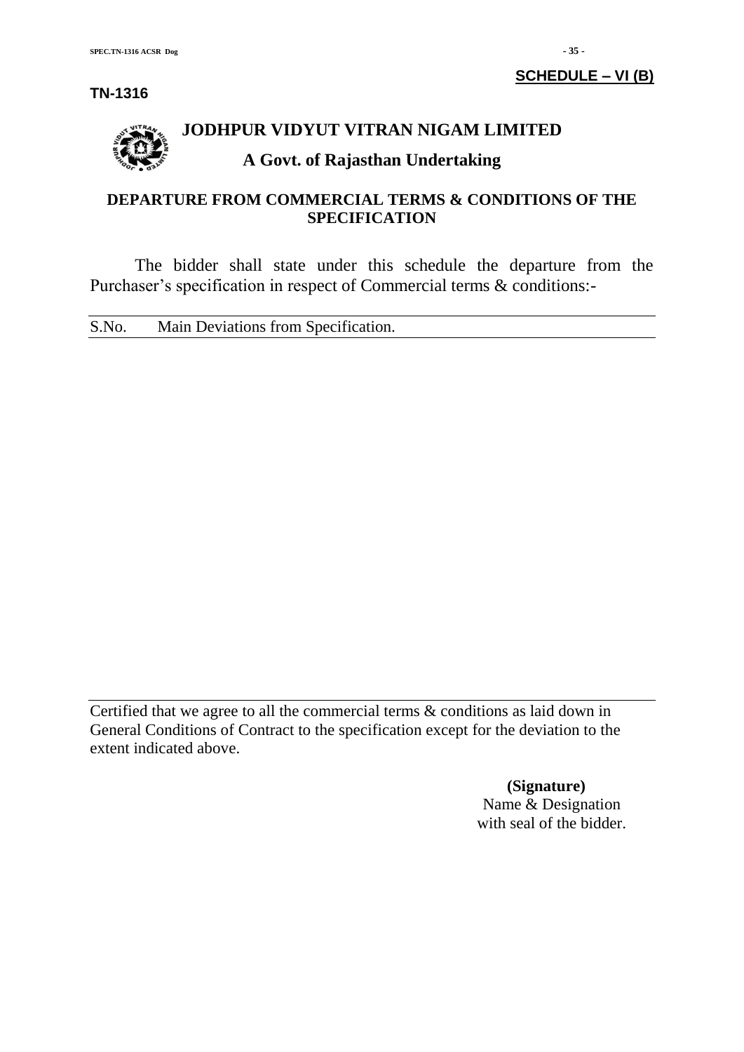**SCHEDULE – VI (B)**

**TN-1316**

# JODHPUR VIDYUT VITRAN NIGAM LIMITED

## A Govt. of Rajasthan Undertaking

### DEPARTURE FROM COMMERCIAL TERMS & CONDITIONS OF THE SPECIFICATION

The bidder shall state under this schedule the departure from the Purchaser's specification in respect of Commercial terms & conditions:-

| S.No. | Main Deviations from Specification. |
| --- | --- |
| | |

Certified that we agree to all the commercial terms & conditions as laid down in General Conditions of Contract to the specification except for the deviation to the extent indicated above.

**(Signature)**
Name & Designation
with seal of the bidder.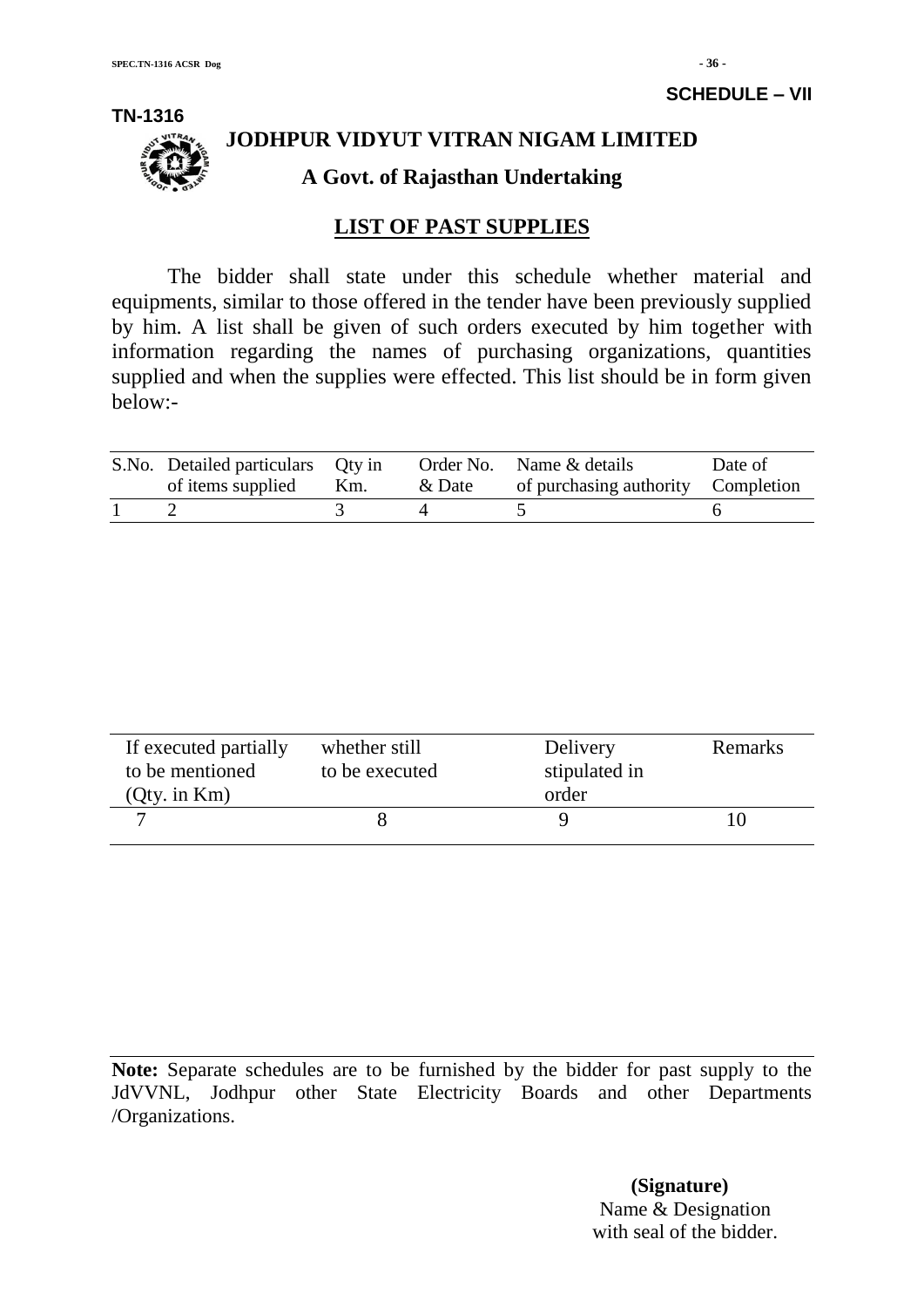**SCHEDULE – VII**

**TN-1316**

# JODHPUR VIDYUT VITRAN NIGAM LIMITED

## A Govt. of Rajasthan Undertaking

## LIST OF PAST SUPPLIES

The bidder shall state under this schedule whether material and equipments, similar to those offered in the tender have been previously supplied by him. A list shall be given of such orders executed by him together with information regarding the names of purchasing organizations, quantities supplied and when the supplies were effected. This list should be in form given below:-

| S.No. | Detailed particulars of items supplied | Qty in Km. | Order No. & Date | Name & details of purchasing authority | Date of Completion |
|---|---|---|---|---|---|
| 1 | 2 | 3 | 4 | 5 | 6 |

| If executed partially to be mentioned (Qty. in Km) | whether still to be executed | Delivery stipulated in order | Remarks |
|---|---|---|---|
| 7 | 8 | 9 | 10 |

**Note:** Separate schedules are to be furnished by the bidder for past supply to the JdVVNL, Jodhpur other State Electricity Boards and other Departments /Organizations.

**(Signature)**
Name & Designation
with seal of the bidder.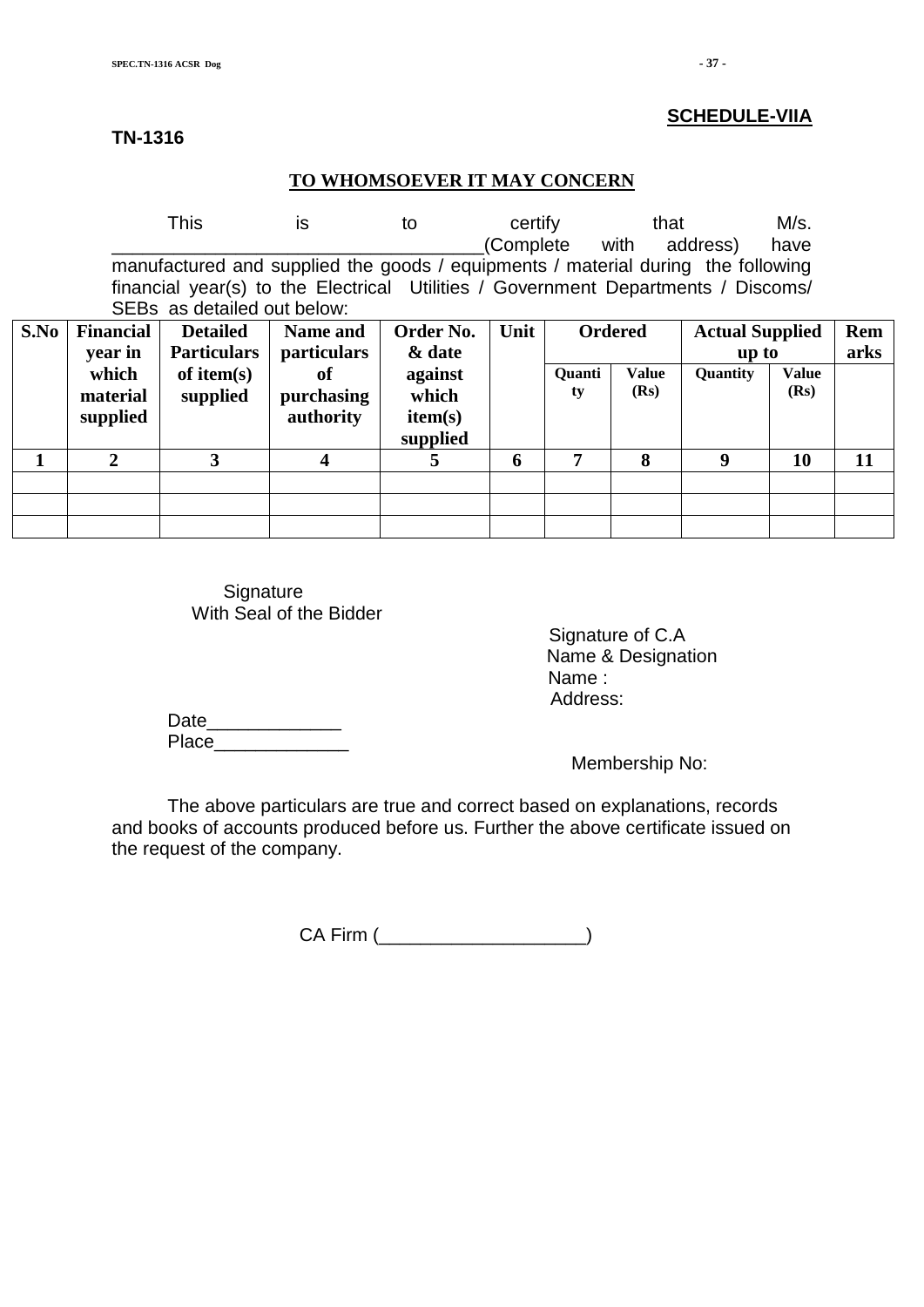**SCHEDULE-VIIA**

**TN-1316**

**TO WHOMSOEVER IT MAY CONCERN**

This is to certify that M/s. ___________________________________(Complete with address) have manufactured and supplied the goods / equipments / material during the following financial year(s) to the Electrical Utilities / Government Departments / Discoms/ SEBs as detailed out below:

| S.No | Financial year in which material supplied | Detailed Particulars of item(s) supplied | Name and particulars of purchasing authority | Order No. & date against which item(s) supplied | Unit | Ordered | | Actual Supplied up to | | Remarks |
|---|---|---|---|---|---|---|---|---|---|---|
| | | | | | | Quantity | Value (Rs) | Quantity | Value (Rs) | |
| 1 | 2 | 3 | 4 | 5 | 6 | 7 | 8 | 9 | 10 | 11 |
| | | | | | | | | | | |
| | | | | | | | | | | |
| | | | | | | | | | | |

Signature
With Seal of the Bidder

Signature of C.A
Name & Designation
Name :
Address:

Date_____________
Place_____________

Membership No:

The above particulars are true and correct based on explanations, records and books of accounts produced before us. Further the above certificate issued on the request of the company.

CA Firm (___________________)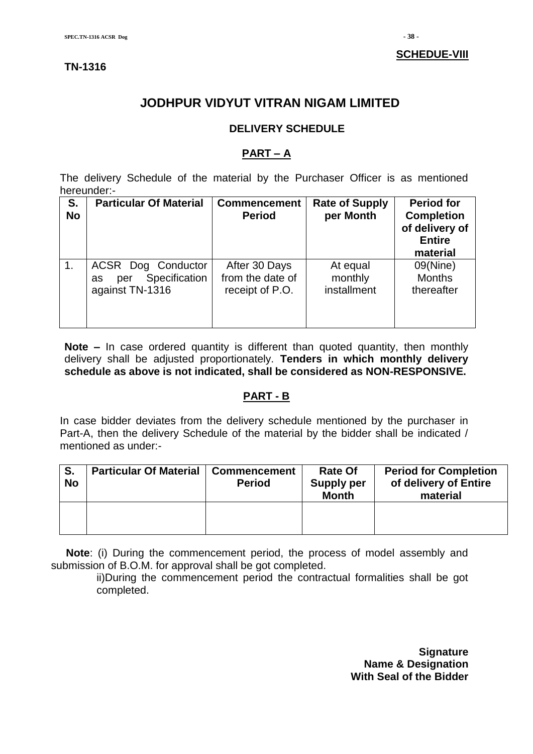**SCHEDUE-VIII**

**TN-1316**

# JODHPUR VIDYUT VITRAN NIGAM LIMITED

## DELIVERY SCHEDULE

### PART – A

The delivery Schedule of the material by the Purchaser Officer is as mentioned hereunder:-

| S. No | Particular Of Material | Commencement Period | Rate of Supply per Month | Period for Completion of delivery of Entire material |
|---|---|---|---|---|
| 1. | ACSR Dog Conductor as per Specification against TN-1316 | After 30 Days from the date of receipt of P.O. | At equal monthly installment | 09(Nine) Months thereafter |

**Note –** In case ordered quantity is different than quoted quantity, then monthly delivery shall be adjusted proportionately. **Tenders in which monthly delivery schedule as above is not indicated, shall be considered as NON-RESPONSIVE.**

### PART - B

In case bidder deviates from the delivery schedule mentioned by the purchaser in Part-A, then the delivery Schedule of the material by the bidder shall be indicated / mentioned as under:-

| S. No | Particular Of Material | Commencement Period | Rate Of Supply per Month | Period for Completion of delivery of Entire material |
|---|---|---|---|---|
| | | | | |

**Note**: (i) During the commencement period, the process of model assembly and submission of B.O.M. for approval shall be got completed.

ii)During the commencement period the contractual formalities shall be got completed.

**Signature**
**Name & Designation**
**With Seal of the Bidder**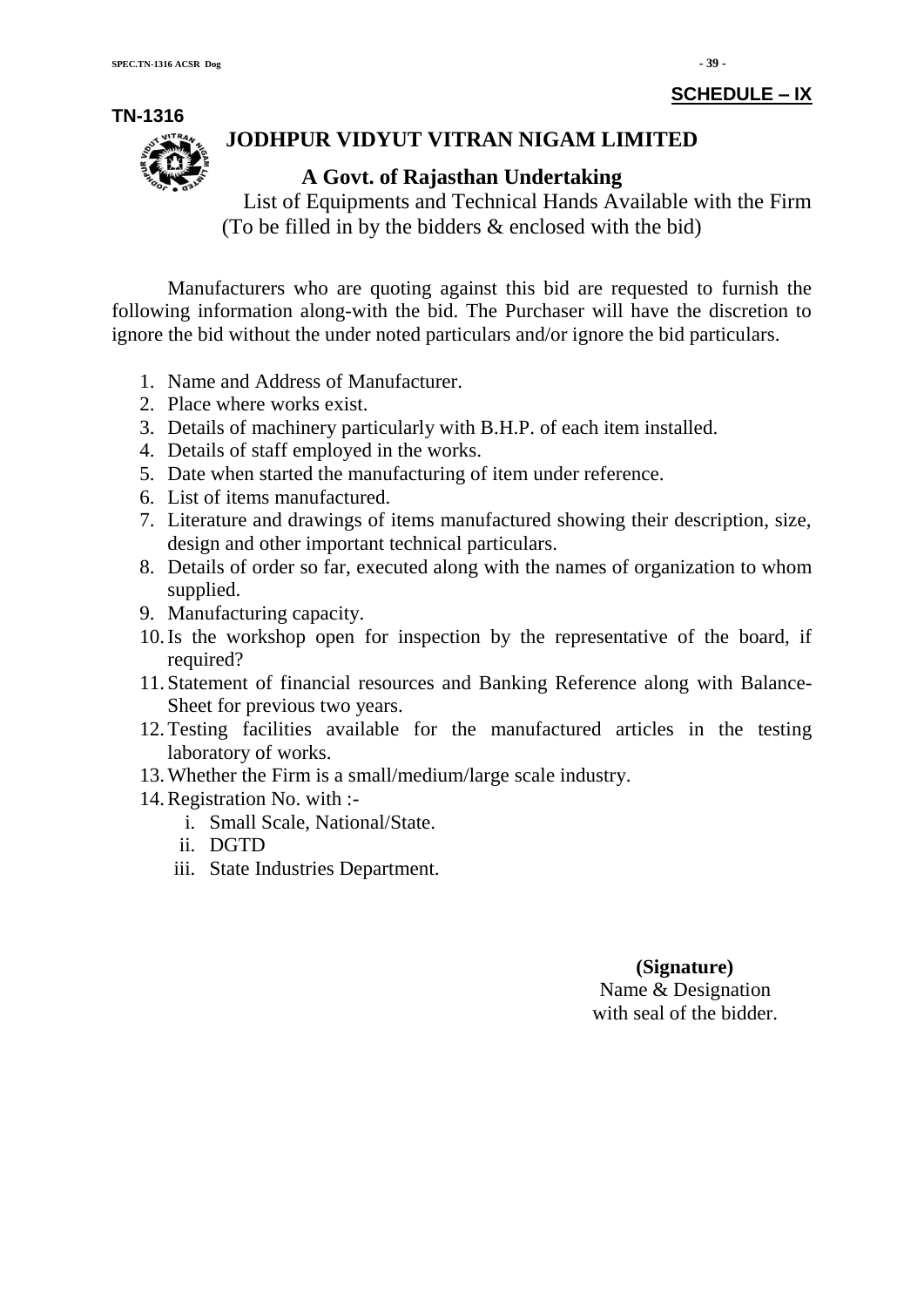**SCHEDULE – IX**

**TN-1316**

# JODHPUR VIDYUT VITRAN NIGAM LIMITED

## A Govt. of Rajasthan Undertaking

List of Equipments and Technical Hands Available with the Firm
(To be filled in by the bidders & enclosed with the bid)

Manufacturers who are quoting against this bid are requested to furnish the following information along-with the bid. The Purchaser will have the discretion to ignore the bid without the under noted particulars and/or ignore the bid particulars.

1. Name and Address of Manufacturer.
2. Place where works exist.
3. Details of machinery particularly with B.H.P. of each item installed.
4. Details of staff employed in the works.
5. Date when started the manufacturing of item under reference.
6. List of items manufactured.
7. Literature and drawings of items manufactured showing their description, size, design and other important technical particulars.
8. Details of order so far, executed along with the names of organization to whom supplied.
9. Manufacturing capacity.
10. Is the workshop open for inspection by the representative of the board, if required?
11. Statement of financial resources and Banking Reference along with Balance-Sheet for previous two years.
12. Testing facilities available for the manufactured articles in the testing laboratory of works.
13. Whether the Firm is a small/medium/large scale industry.
14. Registration No. with :-
    1. Small Scale, National/State.
    2. DGTD
    3. State Industries Department.

**(Signature)**
Name & Designation
with seal of the bidder.